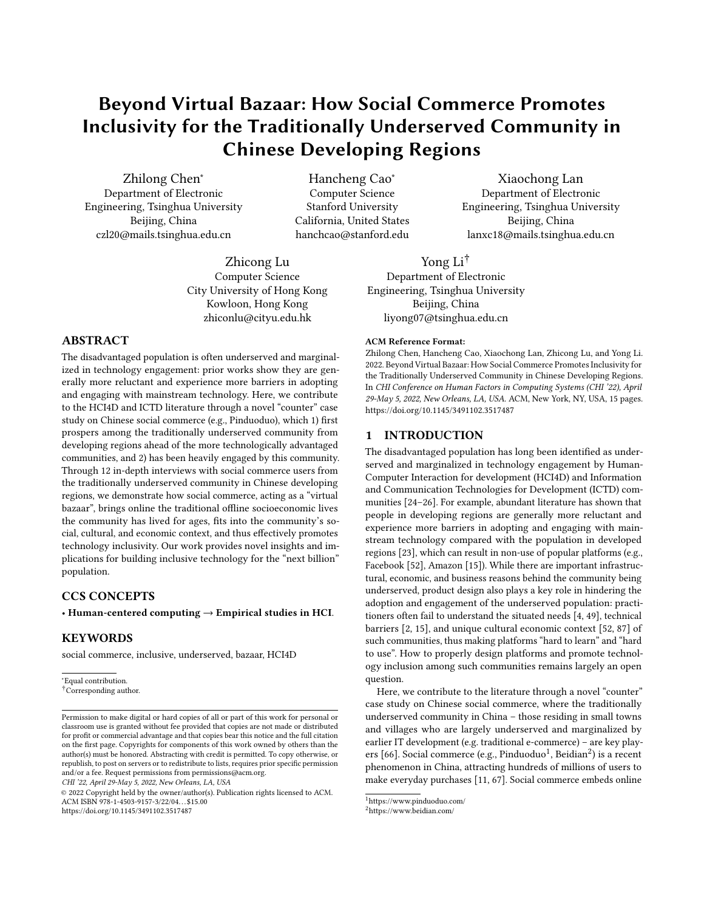# Beyond Virtual Bazaar: How Social Commerce Promotes Inclusivity for the Traditionally Underserved Community in Chinese Developing Regions

Zhilong Chen*
Department of Electronic Engineering, Tsinghua University
Beijing, China
czl20@mails.tsinghua.edu.cn

Hancheng Cao*
Computer Science
Stanford University
California, United States
hanchcao@stanford.edu

Xiaochong Lan
Department of Electronic Engineering, Tsinghua University
Beijing, China
lanxc18@mails.tsinghua.edu.cn

Zhicong Lu
Computer Science
City University of Hong Kong
Kowloon, Hong Kong
zhiconlu@cityu.edu.hk

Yong Li†
Department of Electronic Engineering, Tsinghua University
Beijing, China
liyong07@tsinghua.edu.cn

## ABSTRACT

The disadvantaged population is often underserved and marginalized in technology engagement: prior works show they are generally more reluctant and experience more barriers in adopting and engaging with mainstream technology. Here, we contribute to the HCI4D and ICTD literature through a novel "counter" case study on Chinese social commerce (e.g., Pinduoduo), which 1) first prospers among the traditionally underserved community from developing regions ahead of the more technologically advantaged communities, and 2) has been heavily engaged by this community. Through 12 in-depth interviews with social commerce users from the traditionally underserved community in Chinese developing regions, we demonstrate how social commerce, acting as a "virtual bazaar", brings online the traditional offline socioeconomic lives the community has lived for ages, fits into the community's social, cultural, and economic context, and thus effectively promotes technology inclusivity. Our work provides novel insights and implications for building inclusive technology for the "next billion" population.

## CCS CONCEPTS

• **Human-centered computing → Empirical studies in HCI**.

## KEYWORDS

social commerce, inclusive, underserved, bazaar, HCI4D

*Equal contribution.
†Corresponding author.

Permission to make digital or hard copies of all or part of this work for personal or classroom use is granted without fee provided that copies are not made or distributed for profit or commercial advantage and that copies bear this notice and the full citation on the first page. Copyrights for components of this work owned by others than the author(s) must be honored. Abstracting with credit is permitted. To copy otherwise, or republish, to post on servers or to redistribute to lists, requires prior specific permission and/or a fee. Request permissions from permissions@acm.org.
*CHI '22, April 29-May 5, 2022, New Orleans, LA, USA*
© 2022 Copyright held by the owner/author(s). Publication rights licensed to ACM.
ACM ISBN 978-1-4503-9157-3/22/04…$15.00
https://doi.org/10.1145/3491102.3517487

**ACM Reference Format:**
Zhilong Chen, Hancheng Cao, Xiaochong Lan, Zhicong Lu, and Yong Li. 2022. Beyond Virtual Bazaar: How Social Commerce Promotes Inclusivity for the Traditionally Underserved Community in Chinese Developing Regions. In *CHI Conference on Human Factors in Computing Systems (CHI '22), April 29-May 5, 2022, New Orleans, LA, USA.* ACM, New York, NY, USA, 15 pages. https://doi.org/10.1145/3491102.3517487

## 1 INTRODUCTION

The disadvantaged population has long been identified as underserved and marginalized in technology engagement by Human-Computer Interaction for development (HCI4D) and Information and Communication Technologies for Development (ICTD) communities [24–26]. For example, abundant literature has shown that people in developing regions are generally more reluctant and experience more barriers in adopting and engaging with mainstream technology compared with the population in developed regions [23], which can result in non-use of popular platforms (e.g., Facebook [52], Amazon [15]). While there are important infrastructural, economic, and business reasons behind the community being underserved, product design also plays a key role in hindering the adoption and engagement of the underserved population: practitioners often fail to understand the situated needs [4, 49], technical barriers [2, 15], and unique cultural economic context [52, 87] of such communities, thus making platforms "hard to learn" and "hard to use". How to properly design platforms and promote technology inclusion among such communities remains largely an open question.

Here, we contribute to the literature through a novel "counter" case study on Chinese social commerce, where the traditionally underserved community in China – those residing in small towns and villages who are largely underserved and marginalized by earlier IT development (e.g. traditional e-commerce) – are key players [66]. Social commerce (e.g., Pinduoduo[1], Beidian[2]) is a recent phenomenon in China, attracting hundreds of millions of users to make everyday purchases [11, 67]. Social commerce embeds online

[1]https://www.pinduoduo.com/
[2]https://www.beidian.com/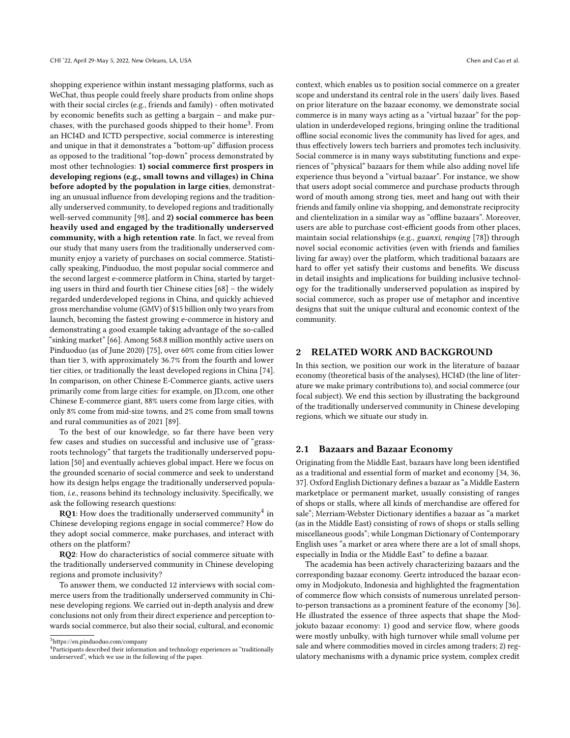shopping experience within instant messaging platforms, such as WeChat, thus people could freely share products from online shops with their social circles (e.g., friends and family) - often motivated by economic benefits such as getting a bargain – and make purchases, with the purchased goods shipped to their home[3]. From an HCI4D and ICTD perspective, social commerce is interesting and unique in that it demonstrates a "bottom-up" diffusion process as opposed to the traditional "top-down" process demonstrated by most other technologies: **1) social commerce first prospers in developing regions (e.g., small towns and villages) in China before adopted by the population in large cities**, demonstrating an unusual influence from developing regions and the traditionally underserved community, to developed regions and traditionally well-served community [98], and **2) social commerce has been heavily used and engaged by the traditionally underserved community, with a high retention rate**. In fact, we reveal from our study that many users from the traditionally underserved community enjoy a variety of purchases on social commerce. Statistically speaking, Pinduoduo, the most popular social commerce and the second largest e-commerce platform in China, started by targeting users in third and fourth tier Chinese cities [68] – the widely regarded underdeveloped regions in China, and quickly achieved gross merchandise volume (GMV) of $15 billion only two years from launch, becoming the fastest growing e-commerce in history and demonstrating a good example taking advantage of the so-called "sinking market" [66]. Among 568.8 million monthly active users on Pinduoduo (as of June 2020) [75], over 60% come from cities lower than tier 3, with approximately 36.7% from the fourth and lower tier cities, or traditionally the least developed regions in China [74]. In comparison, on other Chinese E-Commerce giants, active users primarily come from large cities: for example, on JD.com, one other Chinese E-commerce giant, 88% users come from large cities, with only 8% come from mid-size towns, and 2% come from small towns and rural communities as of 2021 [89].

To the best of our knowledge, so far there have been very few cases and studies on successful and inclusive use of "grassroots technology" that targets the traditionally underserved population [50] and eventually achieves global impact. Here we focus on the grounded scenario of social commerce and seek to understand how its design helps engage the traditionally underserved population, *i.e.*, reasons behind its technology inclusivity. Specifically, we ask the following research questions:

**RQ1**: How does the traditionally underserved community[4] in Chinese developing regions engage in social commerce? How do they adopt social commerce, make purchases, and interact with others on the platform?

**RQ2**: How do characteristics of social commerce situate with the traditionally underserved community in Chinese developing regions and promote inclusivity?

To answer them, we conducted 12 interviews with social commerce users from the traditionally underserved community in Chinese developing regions. We carried out in-depth analysis and drew conclusions not only from their direct experience and perception towards social commerce, but also their social, cultural, and economic context, which enables us to position social commerce on a greater scope and understand its central role in the users' daily lives. Based on prior literature on the bazaar economy, we demonstrate social commerce is in many ways acting as a "virtual bazaar" for the population in underdeveloped regions, bringing online the traditional offline social economic lives the community has lived for ages, and thus effectively lowers tech barriers and promotes tech inclusivity. Social commerce is in many ways substituting functions and experiences of "physical" bazaars for them while also adding novel life experience thus beyond a "virtual bazaar". For instance, we show that users adopt social commerce and purchase products through word of mouth among strong ties, meet and hang out with their friends and family online via shopping, and demonstrate reciprocity and clientelization in a similar way as "offline bazaars". Moreover, users are able to purchase cost-efficient goods from other places, maintain social relationships (e.g., *guanxi*, *renqing* [78]) through novel social economic activities (even with friends and families living far away) over the platform, which traditional bazaars are hard to offer yet satisfy their customs and benefits. We discuss in detail insights and implications for building inclusive technology for the traditionally underserved population as inspired by social commerce, such as proper use of metaphor and incentive designs that suit the unique cultural and economic context of the community.

## 2 RELATED WORK AND BACKGROUND

In this section, we position our work in the literature of bazaar economy (theoretical basis of the analyses), HCI4D (the line of literature we make primary contributions to), and social commerce (our focal subject). We end this section by illustrating the background of the traditionally underserved community in Chinese developing regions, which we situate our study in.

### 2.1 Bazaars and Bazaar Economy

Originating from the Middle East, bazaars have long been identified as a traditional and essential form of market and economy [34, 36, 37]. Oxford English Dictionary defines a bazaar as "a Middle Eastern marketplace or permanent market, usually consisting of ranges of shops or stalls, where all kinds of merchandise are offered for sale"; Merriam-Webster Dictionary identifies a bazaar as "a market (as in the Middle East) consisting of rows of shops or stalls selling miscellaneous goods"; while Longman Dictionary of Contemporary English uses "a market or area where there are a lot of small shops, especially in India or the Middle East" to define a bazaar.

The academia has been actively characterizing bazaars and the corresponding bazaar economy. Geertz introduced the bazaar economy in Modjokuto, Indonesia and highlighted the fragmentation of commerce flow which consists of numerous unrelated person-to-person transactions as a prominent feature of the economy [36]. He illustrated the essence of three aspects that shape the Modjokuto bazaar economy: 1) good and service flow, where goods were mostly unbulky, with high turnover while small volume per sale and where commodities moved in circles among traders; 2) regulatory mechanisms with a dynamic price system, complex credit

[3] https://en.pinduoduo.com/company

[4] Participants described their information and technology experiences as "traditionally underserved", which we use in the following of the paper.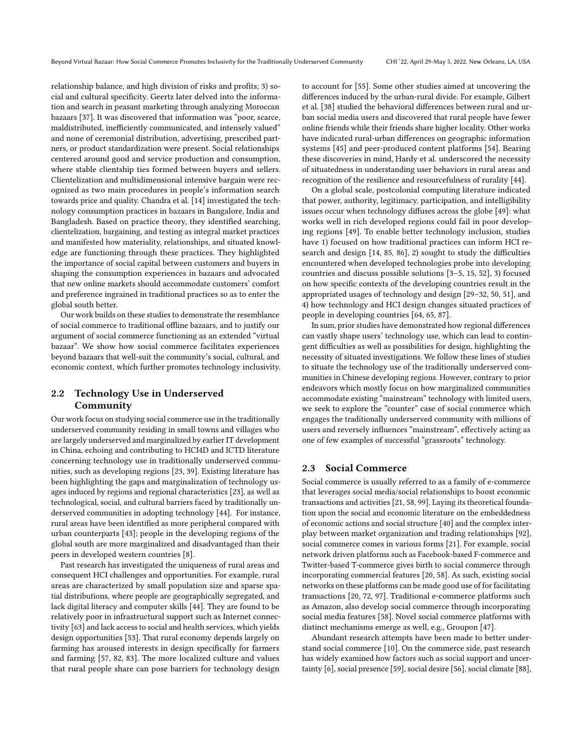relationship balance, and high division of risks and profits; 3) social and cultural specificity. Geertz later delved into the information and search in peasant marketing through analyzing Moroccan bazaars [37]. It was discovered that information was "poor, scarce, maldistributed, inefficiently communicated, and intensely valued" and none of ceremonial distribution, advertising, prescribed partners, or product standardization were present. Social relationships centered around good and service production and consumption, where stable clientship ties formed between buyers and sellers. Clientelization and multidimensional intensive bargain were recognized as two main procedures in people's information search towards price and quality. Chandra et al. [14] investigated the technology consumption practices in bazaars in Bangalore, India and Bangladesh. Based on practice theory, they identified searching, clientelization, bargaining, and testing as integral market practices and manifested how materiality, relationships, and situated knowledge are functioning through these practices. They highlighted the importance of social capital between customers and buyers in shaping the consumption experiences in bazaars and advocated that new online markets should accommodate customers' comfort and preference ingrained in traditional practices so as to enter the global south better.

Our work builds on these studies to demonstrate the resemblance of social commerce to traditional offline bazaars, and to justify our argument of social commerce functioning as an extended "virtual bazaar". We show how social commerce facilitates experiences beyond bazaars that well-suit the community's social, cultural, and economic context, which further promotes technology inclusivity.

## 2.2 Technology Use in Underserved Community

Our work focus on studying social commerce use in the traditionally underserved community residing in small towns and villages who are largely underserved and marginalized by earlier IT development in China, echoing and contributing to HCI4D and ICTD literature concerning technology use in traditionally underserved communities, such as developing regions [23, 39]. Existing literature has been highlighting the gaps and marginalization of technology usages induced by regions and regional characteristics [23], as well as technological, social, and cultural barriers faced by traditionally underserved communities in adopting technology [44]. For instance, rural areas have been identified as more peripheral compared with urban counterparts [43]; people in the developing regions of the global south are more marginalized and disadvantaged than their peers in developed western countries [8].

Past research has investigated the uniqueness of rural areas and consequent HCI challenges and opportunities. For example, rural areas are characterized by small population size and sparse spatial distributions, where people are geographically segregated, and lack digital literacy and computer skills [44]. They are found to be relatively poor in infrastructural support such as Internet connectivity [63] and lack access to social and health services, which yields design opportunities [53]. That rural economy depends largely on farming has aroused interests in design specifically for farmers and farming [57, 82, 83]. The more localized culture and values that rural people share can pose barriers for technology design to account for [55]. Some other studies aimed at uncovering the differences induced by the urban-rural divide. For example, Gilbert et al. [38] studied the behavioral differences between rural and urban social media users and discovered that rural people have fewer online friends while their friends share higher locality. Other works have indicated rural-urban differences on geographic information systems [45] and peer-produced content platforms [54]. Bearing these discoveries in mind, Hardy et al. underscored the necessity of situatedness in understanding user behaviors in rural areas and recognition of the resilience and resourcefulness of rurality [44].

On a global scale, postcolonial computing literature indicated that power, authority, legitimacy, participation, and intelligibility issues occur when technology diffuses across the globe [49]: what works well in rich developed regions could fail in poor developing regions [49]. To enable better technology inclusion, studies have 1) focused on how traditional practices can inform HCI research and design [14, 85, 86], 2) sought to study the difficulties encountered when developed technologies probe into developing countries and discuss possible solutions [3–5, 15, 52], 3) focused on how specific contexts of the developing countries result in the appropriated usages of technology and design [29–32, 50, 51], and 4) how technology and HCI design changes situated practices of people in developing countries [64, 65, 87].

In sum, prior studies have demonstrated how regional differences can vastly shape users' technology use, which can lead to contingent difficulties as well as possibilities for design, highlighting the necessity of situated investigations. We follow these lines of studies to situate the technology use of the traditionally underserved communities in Chinese developing regions. However, contrary to prior endeavors which mostly focus on how marginalized communities accommodate existing "mainstream" technology with limited users, we seek to explore the "counter" case of social commerce which engages the traditionally underserved community with millions of users and reversely influences "mainstream", effectively acting as one of few examples of successful "grassroots" technology.

## 2.3 Social Commerce

Social commerce is usually referred to as a family of e-commerce that leverages social media/social relationships to boost economic transactions and activities [21, 58, 99]. Laying its theoretical foundation upon the social and economic literature on the embeddedness of economic actions and social structure [40] and the complex interplay between market organization and trading relationships [92], social commerce comes in various forms [21]. For example, social network driven platforms such as Facebook-based F-commerce and Twitter-based T-commerce gives birth to social commerce through incorporating commercial features [20, 58]. As such, existing social networks on these platforms can be made good use of for facilitating transactions [20, 72, 97]. Traditional e-commerce platforms such as Amazon, also develop social commerce through incorporating social media features [58]. Novel social commerce platforms with distinct mechanisms emerge as well, e.g., Groupon [47].

Abundant research attempts have been made to better understand social commerce [10]. On the commerce side, past research has widely examined how factors such as social support and uncertainty [6], social presence [59], social desire [56], social climate [88],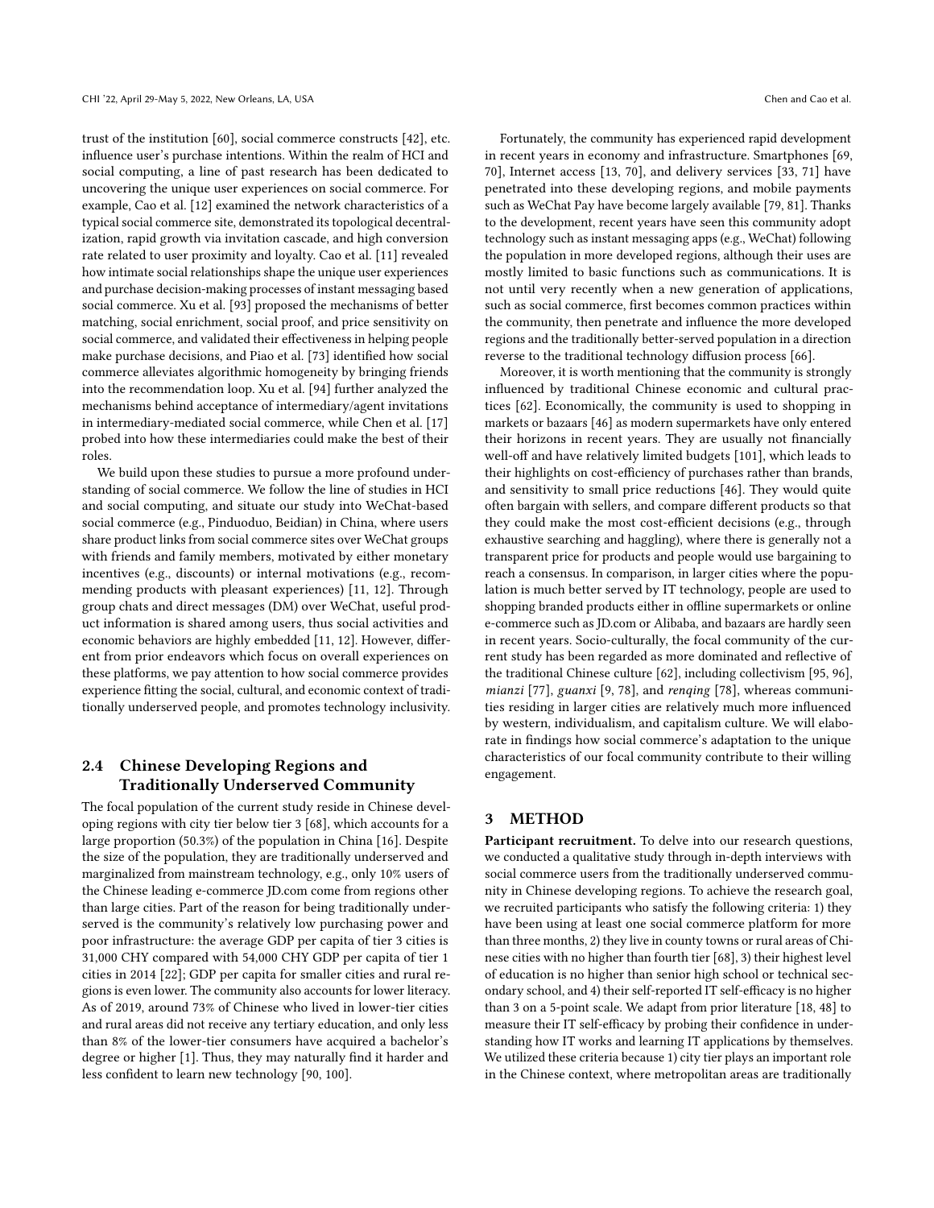trust of the institution [60], social commerce constructs [42], etc. influence user's purchase intentions. Within the realm of HCI and social computing, a line of past research has been dedicated to uncovering the unique user experiences on social commerce. For example, Cao et al. [12] examined the network characteristics of a typical social commerce site, demonstrated its topological decentralization, rapid growth via invitation cascade, and high conversion rate related to user proximity and loyalty. Cao et al. [11] revealed how intimate social relationships shape the unique user experiences and purchase decision-making processes of instant messaging based social commerce. Xu et al. [93] proposed the mechanisms of better matching, social enrichment, social proof, and price sensitivity on social commerce, and validated their effectiveness in helping people make purchase decisions, and Piao et al. [73] identified how social commerce alleviates algorithmic homogeneity by bringing friends into the recommendation loop. Xu et al. [94] further analyzed the mechanisms behind acceptance of intermediary/agent invitations in intermediary-mediated social commerce, while Chen et al. [17] probed into how these intermediaries could make the best of their roles.

We build upon these studies to pursue a more profound understanding of social commerce. We follow the line of studies in HCI and social computing, and situate our study into WeChat-based social commerce (e.g., Pinduoduo, Beidian) in China, where users share product links from social commerce sites over WeChat groups with friends and family members, motivated by either monetary incentives (e.g., discounts) or internal motivations (e.g., recommending products with pleasant experiences) [11, 12]. Through group chats and direct messages (DM) over WeChat, useful product information is shared among users, thus social activities and economic behaviors are highly embedded [11, 12]. However, different from prior endeavors which focus on overall experiences on these platforms, we pay attention to how social commerce provides experience fitting the social, cultural, and economic context of traditionally underserved people, and promotes technology inclusivity.

## 2.4 Chinese Developing Regions and Traditionally Underserved Community

The focal population of the current study reside in Chinese developing regions with city tier below tier 3 [68], which accounts for a large proportion (50.3%) of the population in China [16]. Despite the size of the population, they are traditionally underserved and marginalized from mainstream technology, e.g., only 10% users of the Chinese leading e-commerce JD.com come from regions other than large cities. Part of the reason for being traditionally underserved is the community's relatively low purchasing power and poor infrastructure: the average GDP per capita of tier 3 cities is 31,000 CHY compared with 54,000 CHY GDP per capita of tier 1 cities in 2014 [22]; GDP per capita for smaller cities and rural regions is even lower. The community also accounts for lower literacy. As of 2019, around 73% of Chinese who lived in lower-tier cities and rural areas did not receive any tertiary education, and only less than 8% of the lower-tier consumers have acquired a bachelor's degree or higher [1]. Thus, they may naturally find it harder and less confident to learn new technology [90, 100].

Fortunately, the community has experienced rapid development in recent years in economy and infrastructure. Smartphones [69, 70], Internet access [13, 70], and delivery services [33, 71] have penetrated into these developing regions, and mobile payments such as WeChat Pay have become largely available [79, 81]. Thanks to the development, recent years have seen this community adopt technology such as instant messaging apps (e.g., WeChat) following the population in more developed regions, although their uses are mostly limited to basic functions such as communications. It is not until very recently when a new generation of applications, such as social commerce, first becomes common practices within the community, then penetrate and influence the more developed regions and the traditionally better-served population in a direction reverse to the traditional technology diffusion process [66].

Moreover, it is worth mentioning that the community is strongly influenced by traditional Chinese economic and cultural practices [62]. Economically, the community is used to shopping in markets or bazaars [46] as modern supermarkets have only entered their horizons in recent years. They are usually not financially well-off and have relatively limited budgets [101], which leads to their highlights on cost-efficiency of purchases rather than brands, and sensitivity to small price reductions [46]. They would quite often bargain with sellers, and compare different products so that they could make the most cost-efficient decisions (e.g., through exhaustive searching and haggling), where there is generally not a transparent price for products and people would use bargaining to reach a consensus. In comparison, in larger cities where the population is much better served by IT technology, people are used to shopping branded products either in offline supermarkets or online e-commerce such as JD.com or Alibaba, and bazaars are hardly seen in recent years. Socio-culturally, the focal community of the current study has been regarded as more dominated and reflective of the traditional Chinese culture [62], including collectivism [95, 96], *mianzi* [77], *guanxi* [9, 78], and *renqing* [78], whereas communities residing in larger cities are relatively much more influenced by western, individualism, and capitalism culture. We will elaborate in findings how social commerce's adaptation to the unique characteristics of our focal community contribute to their willing engagement.

# 3 METHOD

**Participant recruitment.** To delve into our research questions, we conducted a qualitative study through in-depth interviews with social commerce users from the traditionally underserved community in Chinese developing regions. To achieve the research goal, we recruited participants who satisfy the following criteria: 1) they have been using at least one social commerce platform for more than three months, 2) they live in county towns or rural areas of Chinese cities with no higher than fourth tier [68], 3) their highest level of education is no higher than senior high school or technical secondary school, and 4) their self-reported IT self-efficacy is no higher than 3 on a 5-point scale. We adapt from prior literature [18, 48] to measure their IT self-efficacy by probing their confidence in understanding how IT works and learning IT applications by themselves. We utilized these criteria because 1) city tier plays an important role in the Chinese context, where metropolitan areas are traditionally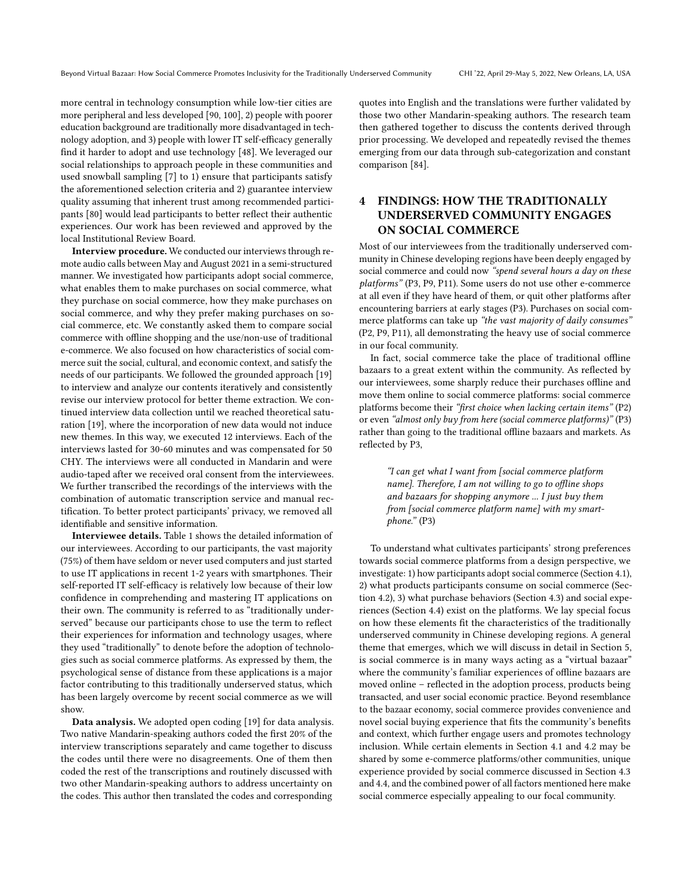more central in technology consumption while low-tier cities are more peripheral and less developed [90, 100], 2) people with poorer education background are traditionally more disadvantaged in technology adoption, and 3) people with lower IT self-efficacy generally find it harder to adopt and use technology [48]. We leveraged our social relationships to approach people in these communities and used snowball sampling [7] to 1) ensure that participants satisfy the aforementioned selection criteria and 2) guarantee interview quality assuming that inherent trust among recommended participants [80] would lead participants to better reflect their authentic experiences. Our work has been reviewed and approved by the local Institutional Review Board.

**Interview procedure.** We conducted our interviews through remote audio calls between May and August 2021 in a semi-structured manner. We investigated how participants adopt social commerce, what enables them to make purchases on social commerce, what they purchase on social commerce, how they make purchases on social commerce, and why they prefer making purchases on social commerce, etc. We constantly asked them to compare social commerce with offline shopping and the use/non-use of traditional e-commerce. We also focused on how characteristics of social commerce suit the social, cultural, and economic context, and satisfy the needs of our participants. We followed the grounded approach [19] to interview and analyze our contents iteratively and consistently revise our interview protocol for better theme extraction. We continued interview data collection until we reached theoretical saturation [19], where the incorporation of new data would not induce new themes. In this way, we executed 12 interviews. Each of the interviews lasted for 30-60 minutes and was compensated for 50 CHY. The interviews were all conducted in Mandarin and were audio-taped after we received oral consent from the interviewees. We further transcribed the recordings of the interviews with the combination of automatic transcription service and manual rectification. To better protect participants' privacy, we removed all identifiable and sensitive information.

**Interviewee details.** Table 1 shows the detailed information of our interviewees. According to our participants, the vast majority (75%) of them have seldom or never used computers and just started to use IT applications in recent 1-2 years with smartphones. Their self-reported IT self-efficacy is relatively low because of their low confidence in comprehending and mastering IT applications on their own. The community is referred to as "traditionally underserved" because our participants chose to use the term to reflect their experiences for information and technology usages, where they used "traditionally" to denote before the adoption of technologies such as social commerce platforms. As expressed by them, the psychological sense of distance from these applications is a major factor contributing to this traditionally underserved status, which has been largely overcome by recent social commerce as we will show.

**Data analysis.** We adopted open coding [19] for data analysis. Two native Mandarin-speaking authors coded the first 20% of the interview transcriptions separately and came together to discuss the codes until there were no disagreements. One of them then coded the rest of the transcriptions and routinely discussed with two other Mandarin-speaking authors to address uncertainty on the codes. This author then translated the codes and corresponding quotes into English and the translations were further validated by those two other Mandarin-speaking authors. The research team then gathered together to discuss the contents derived through prior processing. We developed and repeatedly revised the themes emerging from our data through sub-categorization and constant comparison [84].

# 4 FINDINGS: HOW THE TRADITIONALLY UNDERSERVED COMMUNITY ENGAGES ON SOCIAL COMMERCE

Most of our interviewees from the traditionally underserved community in Chinese developing regions have been deeply engaged by social commerce and could now *"spend several hours a day on these platforms"* (P3, P9, P11). Some users do not use other e-commerce at all even if they have heard of them, or quit other platforms after encountering barriers at early stages (P3). Purchases on social commerce platforms can take up *"the vast majority of daily consumes"* (P2, P9, P11), all demonstrating the heavy use of social commerce in our focal community.

In fact, social commerce take the place of traditional offline bazaars to a great extent within the community. As reflected by our interviewees, some sharply reduce their purchases offline and move them online to social commerce platforms: social commerce platforms become their *"first choice when lacking certain items"* (P2) or even *"almost only buy from here (social commerce platforms)"* (P3) rather than going to the traditional offline bazaars and markets. As reflected by P3,

> *"I can get what I want from [social commerce platform name]. Therefore, I am not willing to go to offline shops and bazaars for shopping anymore ... I just buy them from [social commerce platform name] with my smartphone."* (P3)

To understand what cultivates participants' strong preferences towards social commerce platforms from a design perspective, we investigate: 1) how participants adopt social commerce (Section 4.1), 2) what products participants consume on social commerce (Section 4.2), 3) what purchase behaviors (Section 4.3) and social experiences (Section 4.4) exist on the platforms. We lay special focus on how these elements fit the characteristics of the traditionally underserved community in Chinese developing regions. A general theme that emerges, which we will discuss in detail in Section 5, is social commerce is in many ways acting as a "virtual bazaar" where the community's familiar experiences of offline bazaars are moved online – reflected in the adoption process, products being transacted, and user social economic practice. Beyond resemblance to the bazaar economy, social commerce provides convenience and novel social buying experience that fits the community's benefits and context, which further engage users and promotes technology inclusion. While certain elements in Section 4.1 and 4.2 may be shared by some e-commerce platforms/other communities, unique experience provided by social commerce discussed in Section 4.3 and 4.4, and the combined power of all factors mentioned here make social commerce especially appealing to our focal community.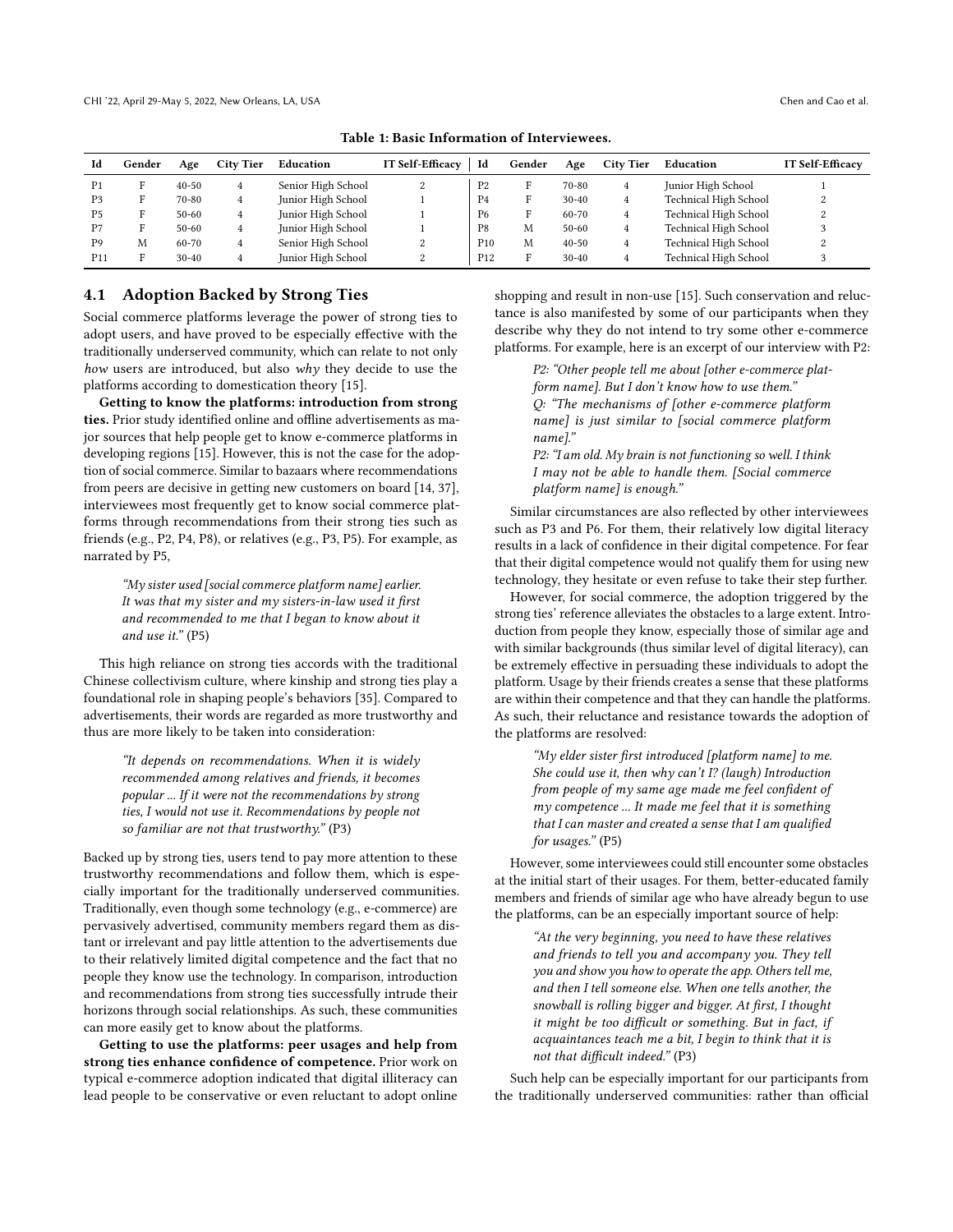**Table 1: Basic Information of Interviewees.**

| Id | Gender | Age | City Tier | Education | IT Self-Efficacy | Id | Gender | Age | City Tier | Education | IT Self-Efficacy |
|---|---|---|---|---|---|---|---|---|---|---|---|
| P1 | F | 40-50 | 4 | Senior High School | 2 | P2 | F | 70-80 | 4 | Junior High School | 1 |
| P3 | F | 70-80 | 4 | Junior High School | 1 | P4 | F | 30-40 | 4 | Technical High School | 2 |
| P5 | F | 50-60 | 4 | Junior High School | 1 | P6 | F | 60-70 | 4 | Technical High School | 2 |
| P7 | F | 50-60 | 4 | Junior High School | 1 | P8 | M | 50-60 | 4 | Technical High School | 3 |
| P9 | M | 60-70 | 4 | Senior High School | 2 | P10 | M | 40-50 | 4 | Technical High School | 2 |
| P11 | F | 30-40 | 4 | Junior High School | 2 | P12 | F | 30-40 | 4 | Technical High School | 3 |

## 4.1 Adoption Backed by Strong Ties

Social commerce platforms leverage the power of strong ties to adopt users, and have proved to be especially effective with the traditionally underserved community, which can relate to not only *how* users are introduced, but also *why* they decide to use the platforms according to domestication theory [15].

**Getting to know the platforms: introduction from strong ties.** Prior study identified online and offline advertisements as major sources that help people get to know e-commerce platforms in developing regions [15]. However, this is not the case for the adoption of social commerce. Similar to bazaars where recommendations from peers are decisive in getting new customers on board [14, 37], interviewees most frequently get to know social commerce platforms through recommendations from their strong ties such as friends (e.g., P2, P4, P8), or relatives (e.g., P3, P5). For example, as narrated by P5,

> *"My sister used [social commerce platform name] earlier. It was that my sister and my sisters-in-law used it first and recommended to me that I began to know about it and use it."* (P5)

This high reliance on strong ties accords with the traditional Chinese collectivism culture, where kinship and strong ties play a foundational role in shaping people's behaviors [35]. Compared to advertisements, their words are regarded as more trustworthy and thus are more likely to be taken into consideration:

> *"It depends on recommendations. When it is widely recommended among relatives and friends, it becomes popular ... If it were not the recommendations by strong ties, I would not use it. Recommendations by people not so familiar are not that trustworthy."* (P3)

Backed up by strong ties, users tend to pay more attention to these trustworthy recommendations and follow them, which is especially important for the traditionally underserved communities. Traditionally, even though some technology (e.g., e-commerce) are pervasively advertised, community members regard them as distant or irrelevant and pay little attention to the advertisements due to their relatively limited digital competence and the fact that no people they know use the technology. In comparison, introduction and recommendations from strong ties successfully intrude their horizons through social relationships. As such, these communities can more easily get to know about the platforms.

**Getting to use the platforms: peer usages and help from strong ties enhance confidence of competence.** Prior work on typical e-commerce adoption indicated that digital illiteracy can lead people to be conservative or even reluctant to adopt online shopping and result in non-use [15]. Such conservation and reluctance is also manifested by some of our participants when they describe why they do not intend to try some other e-commerce platforms. For example, here is an excerpt of our interview with P2:

> *P2: "Other people tell me about [other e-commerce platform name]. But I don't know how to use them."*
> *Q: "The mechanisms of [other e-commerce platform name] is just similar to [social commerce platform name]."*
> *P2: "I am old. My brain is not functioning so well. I think I may not be able to handle them. [Social commerce platform name] is enough."*

Similar circumstances are also reflected by other interviewees such as P3 and P6. For them, their relatively low digital literacy results in a lack of confidence in their digital competence. For fear that their digital competence would not qualify them for using new technology, they hesitate or even refuse to take their step further.

However, for social commerce, the adoption triggered by the strong ties' reference alleviates the obstacles to a large extent. Introduction from people they know, especially those of similar age and with similar backgrounds (thus similar level of digital literacy), can be extremely effective in persuading these individuals to adopt the platform. Usage by their friends creates a sense that these platforms are within their competence and that they can handle the platforms. As such, their reluctance and resistance towards the adoption of the platforms are resolved:

> *"My elder sister first introduced [platform name] to me. She could use it, then why can't I? (laugh) Introduction from people of my same age made me feel confident of my competence ... It made me feel that it is something that I can master and created a sense that I am qualified for usages."* (P5)

However, some interviewees could still encounter some obstacles at the initial start of their usages. For them, better-educated family members and friends of similar age who have already begun to use the platforms, can be an especially important source of help:

> *"At the very beginning, you need to have these relatives and friends to tell you and accompany you. They tell you and show you how to operate the app. Others tell me, and then I tell someone else. When one tells another, the snowball is rolling bigger and bigger. At first, I thought it might be too difficult or something. But in fact, if acquaintances teach me a bit, I begin to think that it is not that difficult indeed."* (P3)

Such help can be especially important for our participants from the traditionally underserved communities: rather than official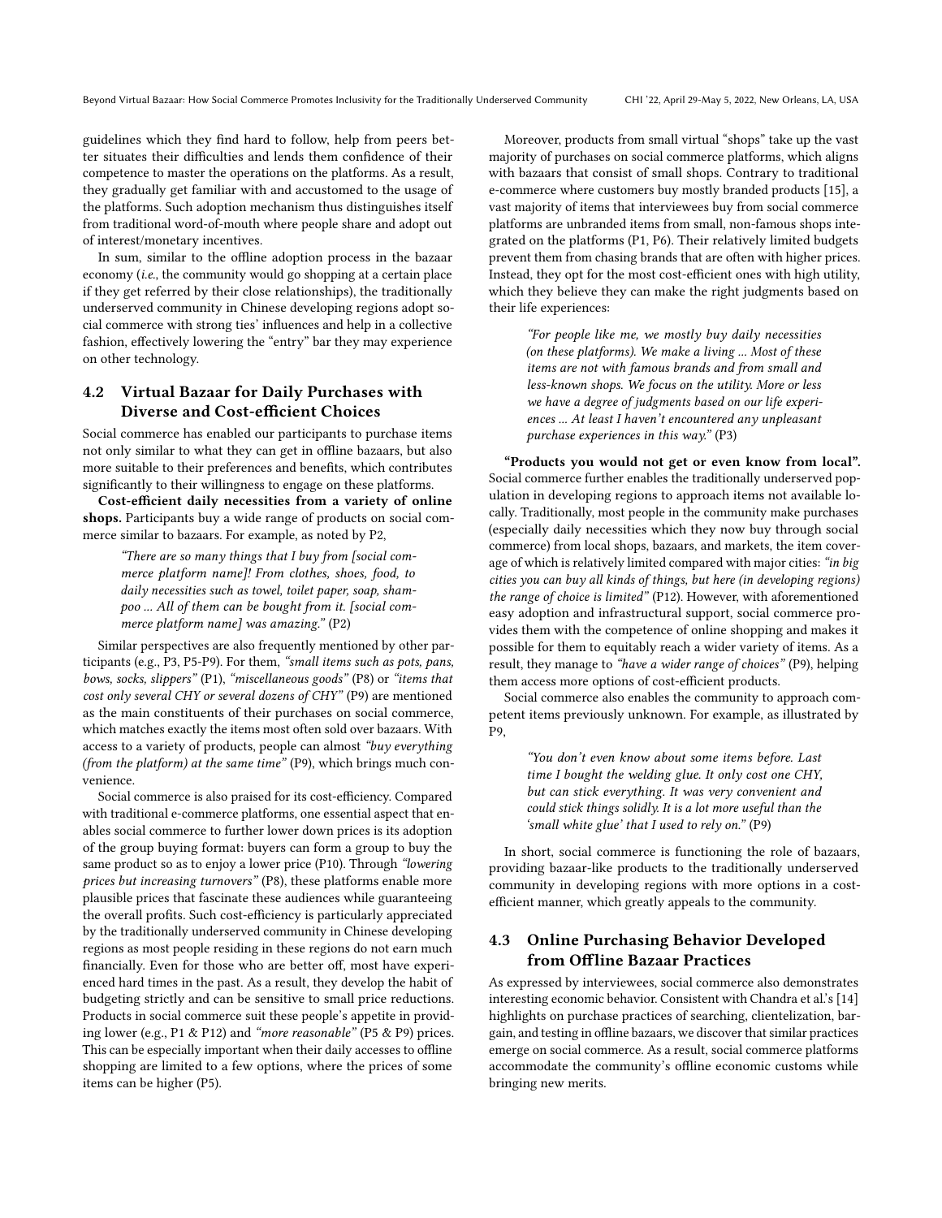guidelines which they find hard to follow, help from peers better situates their difficulties and lends them confidence of their competence to master the operations on the platforms. As a result, they gradually get familiar with and accustomed to the usage of the platforms. Such adoption mechanism thus distinguishes itself from traditional word-of-mouth where people share and adopt out of interest/monetary incentives.

In sum, similar to the offline adoption process in the bazaar economy (*i.e.*, the community would go shopping at a certain place if they get referred by their close relationships), the traditionally underserved community in Chinese developing regions adopt social commerce with strong ties' influences and help in a collective fashion, effectively lowering the "entry" bar they may experience on other technology.

## 4.2 Virtual Bazaar for Daily Purchases with Diverse and Cost-efficient Choices

Social commerce has enabled our participants to purchase items not only similar to what they can get in offline bazaars, but also more suitable to their preferences and benefits, which contributes significantly to their willingness to engage on these platforms.

**Cost-efficient daily necessities from a variety of online shops.** Participants buy a wide range of products on social commerce similar to bazaars. For example, as noted by P2,

> *"There are so many things that I buy from [social commerce platform name]! From clothes, shoes, food, to daily necessities such as towel, toilet paper, soap, shampoo ... All of them can be bought from it. [social commerce platform name] was amazing."* (P2)

Similar perspectives are also frequently mentioned by other participants (e.g., P3, P5-P9). For them, *"small items such as pots, pans, bows, socks, slippers"* (P1), *"miscellaneous goods"* (P8) or *"items that cost only several CHY or several dozens of CHY"* (P9) are mentioned as the main constituents of their purchases on social commerce, which matches exactly the items most often sold over bazaars. With access to a variety of products, people can almost *"buy everything (from the platform) at the same time"* (P9), which brings much convenience.

Social commerce is also praised for its cost-efficiency. Compared with traditional e-commerce platforms, one essential aspect that enables social commerce to further lower down prices is its adoption of the group buying format: buyers can form a group to buy the same product so as to enjoy a lower price (P10). Through *"lowering prices but increasing turnovers"* (P8), these platforms enable more plausible prices that fascinate these audiences while guaranteeing the overall profits. Such cost-efficiency is particularly appreciated by the traditionally underserved community in Chinese developing regions as most people residing in these regions do not earn much financially. Even for those who are better off, most have experienced hard times in the past. As a result, they develop the habit of budgeting strictly and can be sensitive to small price reductions. Products in social commerce suit these people's appetite in providing lower (e.g., P1 & P12) and *"more reasonable"* (P5 & P9) prices. This can be especially important when their daily accesses to offline shopping are limited to a few options, where the prices of some items can be higher (P5).

Moreover, products from small virtual "shops" take up the vast majority of purchases on social commerce platforms, which aligns with bazaars that consist of small shops. Contrary to traditional e-commerce where customers buy mostly branded products [15], a vast majority of items that interviewees buy from social commerce platforms are unbranded items from small, non-famous shops integrated on the platforms (P1, P6). Their relatively limited budgets prevent them from chasing brands that are often with higher prices. Instead, they opt for the most cost-efficient ones with high utility, which they believe they can make the right judgments based on their life experiences:

> *"For people like me, we mostly buy daily necessities (on these platforms). We make a living ... Most of these items are not with famous brands and from small and less-known shops. We focus on the utility. More or less we have a degree of judgments based on our life experiences ... At least I haven't encountered any unpleasant purchase experiences in this way."* (P3)

**"Products you would not get or even know from local".** Social commerce further enables the traditionally underserved population in developing regions to approach items not available locally. Traditionally, most people in the community make purchases (especially daily necessities which they now buy through social commerce) from local shops, bazaars, and markets, the item coverage of which is relatively limited compared with major cities: *"in big cities you can buy all kinds of things, but here (in developing regions) the range of choice is limited"* (P12). However, with aforementioned easy adoption and infrastructural support, social commerce provides them with the competence of online shopping and makes it possible for them to equitably reach a wider variety of items. As a result, they manage to *"have a wider range of choices"* (P9), helping them access more options of cost-efficient products.

Social commerce also enables the community to approach competent items previously unknown. For example, as illustrated by P9,

> *"You don't even know about some items before. Last time I bought the welding glue. It only cost one CHY, but can stick everything. It was very convenient and could stick things solidly. It is a lot more useful than the 'small white glue' that I used to rely on."* (P9)

In short, social commerce is functioning the role of bazaars, providing bazaar-like products to the traditionally underserved community in developing regions with more options in a cost-efficient manner, which greatly appeals to the community.

## 4.3 Online Purchasing Behavior Developed from Offline Bazaar Practices

As expressed by interviewees, social commerce also demonstrates interesting economic behavior. Consistent with Chandra et al.'s [14] highlights on purchase practices of searching, clientelization, bargain, and testing in offline bazaars, we discover that similar practices emerge on social commerce. As a result, social commerce platforms accommodate the community's offline economic customs while bringing new merits.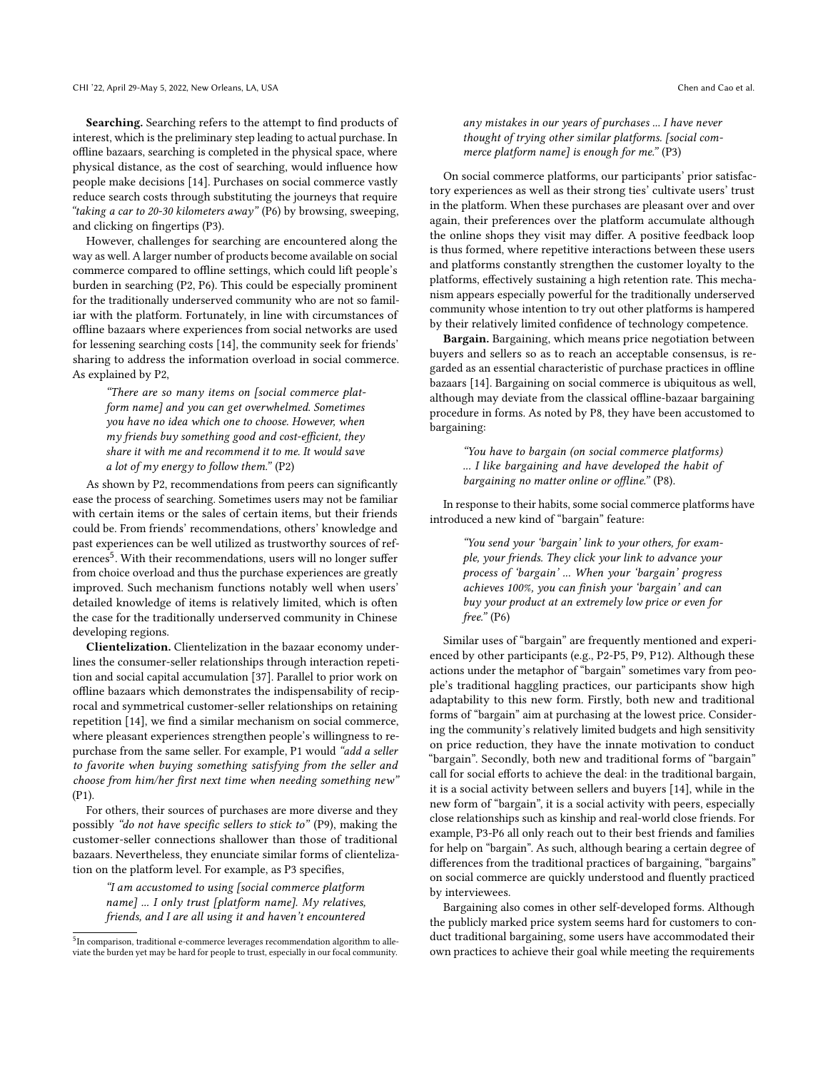**Searching.** Searching refers to the attempt to find products of interest, which is the preliminary step leading to actual purchase. In offline bazaars, searching is completed in the physical space, where physical distance, as the cost of searching, would influence how people make decisions [14]. Purchases on social commerce vastly reduce search costs through substituting the journeys that require *"taking a car to 20-30 kilometers away"* (P6) by browsing, sweeping, and clicking on fingertips (P3).

However, challenges for searching are encountered along the way as well. A larger number of products become available on social commerce compared to offline settings, which could lift people's burden in searching (P2, P6). This could be especially prominent for the traditionally underserved community who are not so familiar with the platform. Fortunately, in line with circumstances of offline bazaars where experiences from social networks are used for lessening searching costs [14], the community seek for friends' sharing to address the information overload in social commerce. As explained by P2,

> *"There are so many items on [social commerce platform name] and you can get overwhelmed. Sometimes you have no idea which one to choose. However, when my friends buy something good and cost-efficient, they share it with me and recommend it to me. It would save a lot of my energy to follow them."* (P2)

As shown by P2, recommendations from peers can significantly ease the process of searching. Sometimes users may not be familiar with certain items or the sales of certain items, but their friends could be. From friends' recommendations, others' knowledge and past experiences can be well utilized as trustworthy sources of references[5]. With their recommendations, users will no longer suffer from choice overload and thus the purchase experiences are greatly improved. Such mechanism functions notably well when users' detailed knowledge of items is relatively limited, which is often the case for the traditionally underserved community in Chinese developing regions.

**Clientelization.** Clientelization in the bazaar economy underlines the consumer-seller relationships through interaction repetition and social capital accumulation [37]. Parallel to prior work on offline bazaars which demonstrates the indispensability of reciprocal and symmetrical customer-seller relationships on retaining repetition [14], we find a similar mechanism on social commerce, where pleasant experiences strengthen people's willingness to repurchase from the same seller. For example, P1 would *"add a seller to favorite when buying something satisfying from the seller and choose from him/her first next time when needing something new"* (P1).

For others, their sources of purchases are more diverse and they possibly *"do not have specific sellers to stick to"* (P9), making the customer-seller connections shallower than those of traditional bazaars. Nevertheless, they enunciate similar forms of clientelization on the platform level. For example, as P3 specifies,

> *"I am accustomed to using [social commerce platform name] ... I only trust [platform name]. My relatives, friends, and I are all using it and haven't encountered any mistakes in our years of purchases ... I have never thought of trying other similar platforms. [social commerce platform name] is enough for me."* (P3)

On social commerce platforms, our participants' prior satisfactory experiences as well as their strong ties' cultivate users' trust in the platform. When these purchases are pleasant over and over again, their preferences over the platform accumulate although the online shops they visit may differ. A positive feedback loop is thus formed, where repetitive interactions between these users and platforms constantly strengthen the customer loyalty to the platforms, effectively sustaining a high retention rate. This mechanism appears especially powerful for the traditionally underserved community whose intention to try out other platforms is hampered by their relatively limited confidence of technology competence.

**Bargain.** Bargaining, which means price negotiation between buyers and sellers so as to reach an acceptable consensus, is regarded as an essential characteristic of purchase practices in offline bazaars [14]. Bargaining on social commerce is ubiquitous as well, although may deviate from the classical offline-bazaar bargaining procedure in forms. As noted by P8, they have been accustomed to bargaining:

> *"You have to bargain (on social commerce platforms) ... I like bargaining and have developed the habit of bargaining no matter online or offline."* (P8).

In response to their habits, some social commerce platforms have introduced a new kind of "bargain" feature:

> *"You send your 'bargain' link to your others, for example, your friends. They click your link to advance your process of 'bargain' ... When your 'bargain' progress achieves 100%, you can finish your 'bargain' and can buy your product at an extremely low price or even for free."* (P6)

Similar uses of "bargain" are frequently mentioned and experienced by other participants (e.g., P2-P5, P9, P12). Although these actions under the metaphor of "bargain" sometimes vary from people's traditional haggling practices, our participants show high adaptability to this new form. Firstly, both new and traditional forms of "bargain" aim at purchasing at the lowest price. Considering the community's relatively limited budgets and high sensitivity on price reduction, they have the innate motivation to conduct "bargain". Secondly, both new and traditional forms of "bargain" call for social efforts to achieve the deal: in the traditional bargain, it is a social activity between sellers and buyers [14], while in the new form of "bargain", it is a social activity with peers, especially close relationships such as kinship and real-world close friends. For example, P3-P6 all only reach out to their best friends and families for help on "bargain". As such, although bearing a certain degree of differences from the traditional practices of bargaining, "bargains" on social commerce are quickly understood and fluently practiced by interviewees.

Bargaining also comes in other self-developed forms. Although the publicly marked price system seems hard for customers to conduct traditional bargaining, some users have accommodated their own practices to achieve their goal while meeting the requirements

[5] In comparison, traditional e-commerce leverages recommendation algorithm to alleviate the burden yet may be hard for people to trust, especially in our focal community.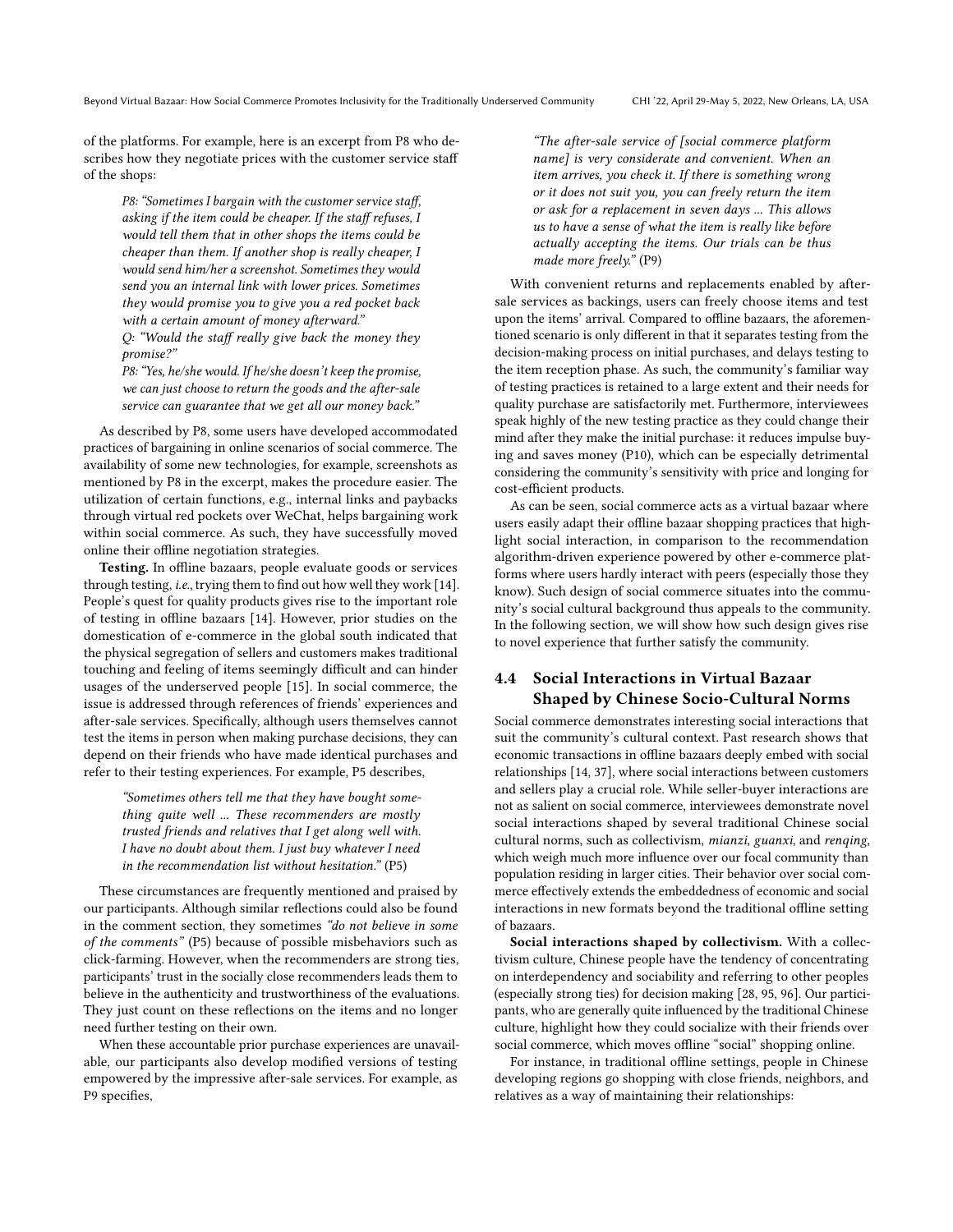of the platforms. For example, here is an excerpt from P8 who describes how they negotiate prices with the customer service staff of the shops:

> *P8: "Sometimes I bargain with the customer service staff, asking if the item could be cheaper. If the staff refuses, I would tell them that in other shops the items could be cheaper than them. If another shop is really cheaper, I would send him/her a screenshot. Sometimes they would send you an internal link with lower prices. Sometimes they would promise you to give you a red pocket back with a certain amount of money afterward."*
>
> *Q: "Would the staff really give back the money they promise?"*
>
> *P8: "Yes, he/she would. If he/she doesn't keep the promise, we can just choose to return the goods and the after-sale service can guarantee that we get all our money back."*

As described by P8, some users have developed accommodated practices of bargaining in online scenarios of social commerce. The availability of some new technologies, for example, screenshots as mentioned by P8 in the excerpt, makes the procedure easier. The utilization of certain functions, e.g., internal links and paybacks through virtual red pockets over WeChat, helps bargaining work within social commerce. As such, they have successfully moved online their offline negotiation strategies.

**Testing.** In offline bazaars, people evaluate goods or services through testing, *i.e.*, trying them to find out how well they work [14]. People's quest for quality products gives rise to the important role of testing in offline bazaars [14]. However, prior studies on the domestication of e-commerce in the global south indicated that the physical segregation of sellers and customers makes traditional touching and feeling of items seemingly difficult and can hinder usages of the underserved people [15]. In social commerce, the issue is addressed through references of friends' experiences and after-sale services. Specifically, although users themselves cannot test the items in person when making purchase decisions, they can depend on their friends who have made identical purchases and refer to their testing experiences. For example, P5 describes,

> *"Sometimes others tell me that they have bought something quite well ... These recommenders are mostly trusted friends and relatives that I get along well with. I have no doubt about them. I just buy whatever I need in the recommendation list without hesitation."* (P5)

These circumstances are frequently mentioned and praised by our participants. Although similar reflections could also be found in the comment section, they sometimes *"do not believe in some of the comments"* (P5) because of possible misbehaviors such as click-farming. However, when the recommenders are strong ties, participants' trust in the socially close recommenders leads them to believe in the authenticity and trustworthiness of the evaluations. They just count on these reflections on the items and no longer need further testing on their own.

When these accountable prior purchase experiences are unavailable, our participants also develop modified versions of testing empowered by the impressive after-sale services. For example, as P9 specifies,

> *"The after-sale service of [social commerce platform name] is very considerate and convenient. When an item arrives, you check it. If there is something wrong or it does not suit you, you can freely return the item or ask for a replacement in seven days ... This allows us to have a sense of what the item is really like before actually accepting the items. Our trials can be thus made more freely."* (P9)

With convenient returns and replacements enabled by after-sale services as backings, users can freely choose items and test upon the items' arrival. Compared to offline bazaars, the aforementioned scenario is only different in that it separates testing from the decision-making process on initial purchases, and delays testing to the item reception phase. As such, the community's familiar way of testing practices is retained to a large extent and their needs for quality purchase are satisfactorily met. Furthermore, interviewees speak highly of the new testing practice as they could change their mind after they make the initial purchase: it reduces impulse buying and saves money (P10), which can be especially detrimental considering the community's sensitivity with price and longing for cost-efficient products.

As can be seen, social commerce acts as a virtual bazaar where users easily adapt their offline bazaar shopping practices that highlight social interaction, in comparison to the recommendation algorithm-driven experience powered by other e-commerce platforms where users hardly interact with peers (especially those they know). Such design of social commerce situates into the community's social cultural background thus appeals to the community. In the following section, we will show how such design gives rise to novel experience that further satisfy the community.

### 4.4 Social Interactions in Virtual Bazaar Shaped by Chinese Socio-Cultural Norms

Social commerce demonstrates interesting social interactions that suit the community's cultural context. Past research shows that economic transactions in offline bazaars deeply embed with social relationships [14, 37], where social interactions between customers and sellers play a crucial role. While seller-buyer interactions are not as salient on social commerce, interviewees demonstrate novel social interactions shaped by several traditional Chinese social cultural norms, such as collectivism, *mianzi*, *guanxi*, and *renqing*, which weigh much more influence over our focal community than population residing in larger cities. Their behavior over social commerce effectively extends the embeddedness of economic and social interactions in new formats beyond the traditional offline setting of bazaars.

**Social interactions shaped by collectivism.** With a collectivism culture, Chinese people have the tendency of concentrating on interdependency and sociability and referring to other peoples (especially strong ties) for decision making [28, 95, 96]. Our participants, who are generally quite influenced by the traditional Chinese culture, highlight how they could socialize with their friends over social commerce, which moves offline "social" shopping online.

For instance, in traditional offline settings, people in Chinese developing regions go shopping with close friends, neighbors, and relatives as a way of maintaining their relationships: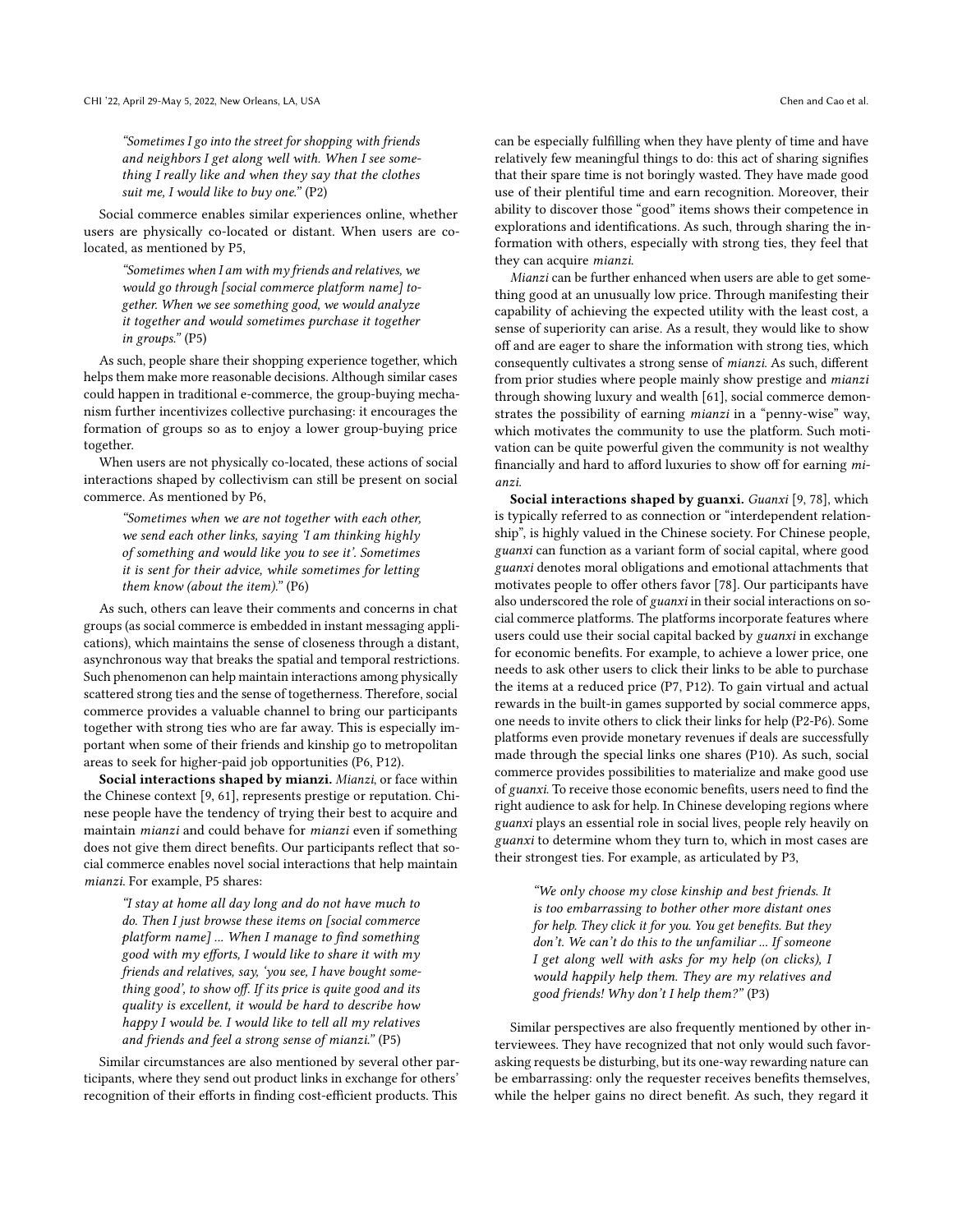> *"Sometimes I go into the street for shopping with friends and neighbors I get along well with. When I see something I really like and when they say that the clothes suit me, I would like to buy one."* (P2)

Social commerce enables similar experiences online, whether users are physically co-located or distant. When users are co-located, as mentioned by P5,

> *"Sometimes when I am with my friends and relatives, we would go through [social commerce platform name] together. When we see something good, we would analyze it together and would sometimes purchase it together in groups."* (P5)

As such, people share their shopping experience together, which helps them make more reasonable decisions. Although similar cases could happen in traditional e-commerce, the group-buying mechanism further incentivizes collective purchasing: it encourages the formation of groups so as to enjoy a lower group-buying price together.

When users are not physically co-located, these actions of social interactions shaped by collectivism can still be present on social commerce. As mentioned by P6,

> *"Sometimes when we are not together with each other, we send each other links, saying 'I am thinking highly of something and would like you to see it'. Sometimes it is sent for their advice, while sometimes for letting them know (about the item)."* (P6)

As such, others can leave their comments and concerns in chat groups (as social commerce is embedded in instant messaging applications), which maintains the sense of closeness through a distant, asynchronous way that breaks the spatial and temporal restrictions. Such phenomenon can help maintain interactions among physically scattered strong ties and the sense of togetherness. Therefore, social commerce provides a valuable channel to bring our participants together with strong ties who are far away. This is especially important when some of their friends and kinship go to metropolitan areas to seek for higher-paid job opportunities (P6, P12).

**Social interactions shaped by mianzi.** *Mianzi*, or face within the Chinese context [9, 61], represents prestige or reputation. Chinese people have the tendency of trying their best to acquire and maintain *mianzi* and could behave for *mianzi* even if something does not give them direct benefits. Our participants reflect that social commerce enables novel social interactions that help maintain *mianzi*. For example, P5 shares:

> *"I stay at home all day long and do not have much to do. Then I just browse these items on [social commerce platform name] ... When I manage to find something good with my efforts, I would like to share it with my friends and relatives, say, 'you see, I have bought something good', to show off. If its price is quite good and its quality is excellent, it would be hard to describe how happy I would be. I would like to tell all my relatives and friends and feel a strong sense of mianzi."* (P5)

Similar circumstances are also mentioned by several other participants, where they send out product links in exchange for others' recognition of their efforts in finding cost-efficient products. This can be especially fulfilling when they have plenty of time and have relatively few meaningful things to do: this act of sharing signifies that their spare time is not boringly wasted. They have made good use of their plentiful time and earn recognition. Moreover, their ability to discover those "good" items shows their competence in explorations and identifications. As such, through sharing the information with others, especially with strong ties, they feel that they can acquire *mianzi*.

*Mianzi* can be further enhanced when users are able to get something good at an unusually low price. Through manifesting their capability of achieving the expected utility with the least cost, a sense of superiority can arise. As a result, they would like to show off and are eager to share the information with strong ties, which consequently cultivates a strong sense of *mianzi*. As such, different from prior studies where people mainly show prestige and *mianzi* through showing luxury and wealth [61], social commerce demonstrates the possibility of earning *mianzi* in a "penny-wise" way, which motivates the community to use the platform. Such motivation can be quite powerful given the community is not wealthy financially and hard to afford luxuries to show off for earning *mianzi*.

**Social interactions shaped by guanxi.** *Guanxi* [9, 78], which is typically referred to as connection or "interdependent relationship", is highly valued in the Chinese society. For Chinese people, *guanxi* can function as a variant form of social capital, where good *guanxi* denotes moral obligations and emotional attachments that motivates people to offer others favor [78]. Our participants have also underscored the role of *guanxi* in their social interactions on social commerce platforms. The platforms incorporate features where users could use their social capital backed by *guanxi* in exchange for economic benefits. For example, to achieve a lower price, one needs to ask other users to click their links to be able to purchase the items at a reduced price (P7, P12). To gain virtual and actual rewards in the built-in games supported by social commerce apps, one needs to invite others to click their links for help (P2-P6). Some platforms even provide monetary revenues if deals are successfully made through the special links one shares (P10). As such, social commerce provides possibilities to materialize and make good use of *guanxi*. To receive those economic benefits, users need to find the right audience to ask for help. In Chinese developing regions where *guanxi* plays an essential role in social lives, people rely heavily on *guanxi* to determine whom they turn to, which in most cases are their strongest ties. For example, as articulated by P3,

> *"We only choose my close kinship and best friends. It is too embarrassing to bother other more distant ones for help. They click it for you. You get benefits. But they don't. We can't do this to the unfamiliar ... If someone I get along well with asks for my help (on clicks), I would happily help them. They are my relatives and good friends! Why don't I help them?"* (P3)

Similar perspectives are also frequently mentioned by other interviewees. They have recognized that not only would such favor-asking requests be disturbing, but its one-way rewarding nature can be embarrassing: only the requester receives benefits themselves, while the helper gains no direct benefit. As such, they regard it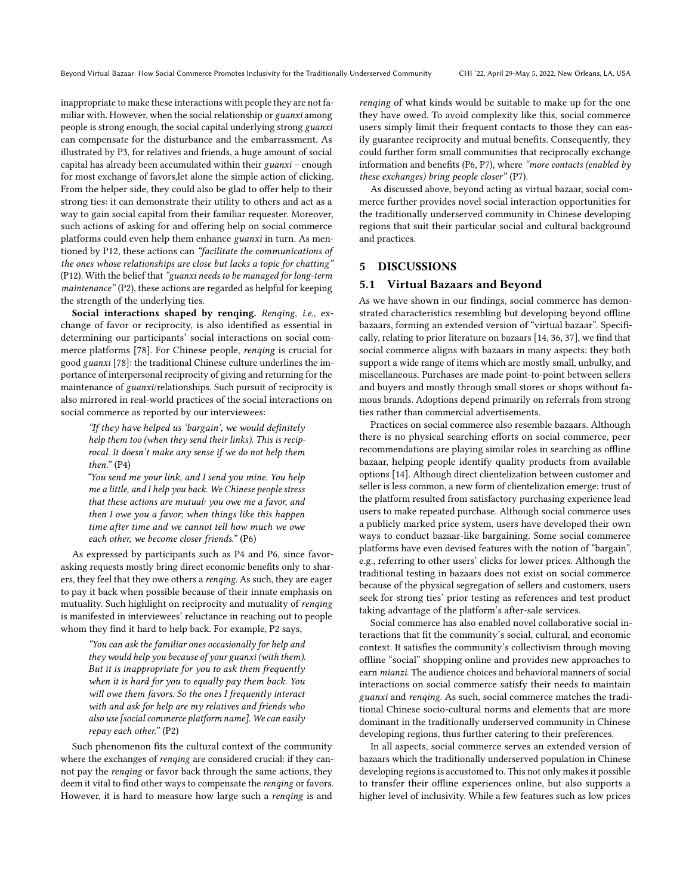inappropriate to make these interactions with people they are not familiar with. However, when the social relationship or *guanxi* among people is strong enough, the social capital underlying strong *guanxi* can compensate for the disturbance and the embarrassment. As illustrated by P3, for relatives and friends, a huge amount of social capital has already been accumulated within their *guanxi* – enough for most exchange of favors,let alone the simple action of clicking. From the helper side, they could also be glad to offer help to their strong ties: it can demonstrate their utility to others and act as a way to gain social capital from their familiar requester. Moreover, such actions of asking for and offering help on social commerce platforms could even help them enhance *guanxi* in turn. As mentioned by P12, these actions can *"facilitate the communications of the ones whose relationships are close but lacks a topic for chatting"* (P12). With the belief that *"guanxi needs to be managed for long-term maintenance"* (P2), these actions are regarded as helpful for keeping the strength of the underlying ties.

**Social interactions shaped by renqing.** *Renqing*, *i.e.*, exchange of favor or reciprocity, is also identified as essential in determining our participants' social interactions on social commerce platforms [78]. For Chinese people, *renqing* is crucial for good *guanxi* [78]: the traditional Chinese culture underlines the importance of interpersonal reciprocity of giving and returning for the maintenance of *guanxi*/relationships. Such pursuit of reciprocity is also mirrored in real-world practices of the social interactions on social commerce as reported by our interviewees:

> *"If they have helped us 'bargain', we would definitely help them too (when they send their links). This is reciprocal. It doesn't make any sense if we do not help them then."* (P4)
>
> *"You send me your link, and I send you mine. You help me a little, and I help you back. We Chinese people stress that these actions are mutual: you owe me a favor, and then I owe you a favor; when things like this happen time after time and we cannot tell how much we owe each other, we become closer friends."* (P6)

As expressed by participants such as P4 and P6, since favor-asking requests mostly bring direct economic benefits only to sharers, they feel that they owe others a *renqing*. As such, they are eager to pay it back when possible because of their innate emphasis on mutuality. Such highlight on reciprocity and mutuality of *renqing* is manifested in interviewees' reluctance in reaching out to people whom they find it hard to help back. For example, P2 says,

> *"You can ask the familiar ones occasionally for help and they would help you because of your guanxi (with them). But it is inappropriate for you to ask them frequently when it is hard for you to equally pay them back. You will owe them favors. So the ones I frequently interact with and ask for help are my relatives and friends who also use [social commerce platform name]. We can easily repay each other."* (P2)

Such phenomenon fits the cultural context of the community where the exchanges of *renqing* are considered crucial: if they cannot pay the *renqing* or favor back through the same actions, they deem it vital to find other ways to compensate the *renqing* or favors. However, it is hard to measure how large such a *renqing* is and *renqing* of what kinds would be suitable to make up for the one they have owed. To avoid complexity like this, social commerce users simply limit their frequent contacts to those they can easily guarantee reciprocity and mutual benefits. Consequently, they could further form small communities that reciprocally exchange information and benefits (P6, P7), where *"more contacts (enabled by these exchanges) bring people closer"* (P7).

As discussed above, beyond acting as virtual bazaar, social commerce further provides novel social interaction opportunities for the traditionally underserved community in Chinese developing regions that suit their particular social and cultural background and practices.

# 5 DISCUSSIONS

## 5.1 Virtual Bazaars and Beyond

As we have shown in our findings, social commerce has demonstrated characteristics resembling but developing beyond offline bazaars, forming an extended version of "virtual bazaar". Specifically, relating to prior literature on bazaars [14, 36, 37], we find that social commerce aligns with bazaars in many aspects: they both support a wide range of items which are mostly small, unbulky, and miscellaneous. Purchases are made point-to-point between sellers and buyers and mostly through small stores or shops without famous brands. Adoptions depend primarily on referrals from strong ties rather than commercial advertisements.

Practices on social commerce also resemble bazaars. Although there is no physical searching efforts on social commerce, peer recommendations are playing similar roles in searching as offline bazaar, helping people identify quality products from available options [14]. Although direct clientelization between customer and seller is less common, a new form of clientelization emerge: trust of the platform resulted from satisfactory purchasing experience lead users to make repeated purchase. Although social commerce uses a publicly marked price system, users have developed their own ways to conduct bazaar-like bargaining. Some social commerce platforms have even devised features with the notion of "bargain", e.g., referring to other users' clicks for lower prices. Although the traditional testing in bazaars does not exist on social commerce because of the physical segregation of sellers and customers, users seek for strong ties' prior testing as references and test product taking advantage of the platform's after-sale services.

Social commerce has also enabled novel collaborative social interactions that fit the community's social, cultural, and economic context. It satisfies the community's collectivism through moving offline "social" shopping online and provides new approaches to earn *mianzi*. The audience choices and behavioral manners of social interactions on social commerce satisfy their needs to maintain *guanxi* and *renqing*. As such, social commerce matches the traditional Chinese socio-cultural norms and elements that are more dominant in the traditionally underserved community in Chinese developing regions, thus further catering to their preferences.

In all aspects, social commerce serves an extended version of bazaars which the traditionally underserved population in Chinese developing regions is accustomed to. This not only makes it possible to transfer their offline experiences online, but also supports a higher level of inclusivity. While a few features such as low prices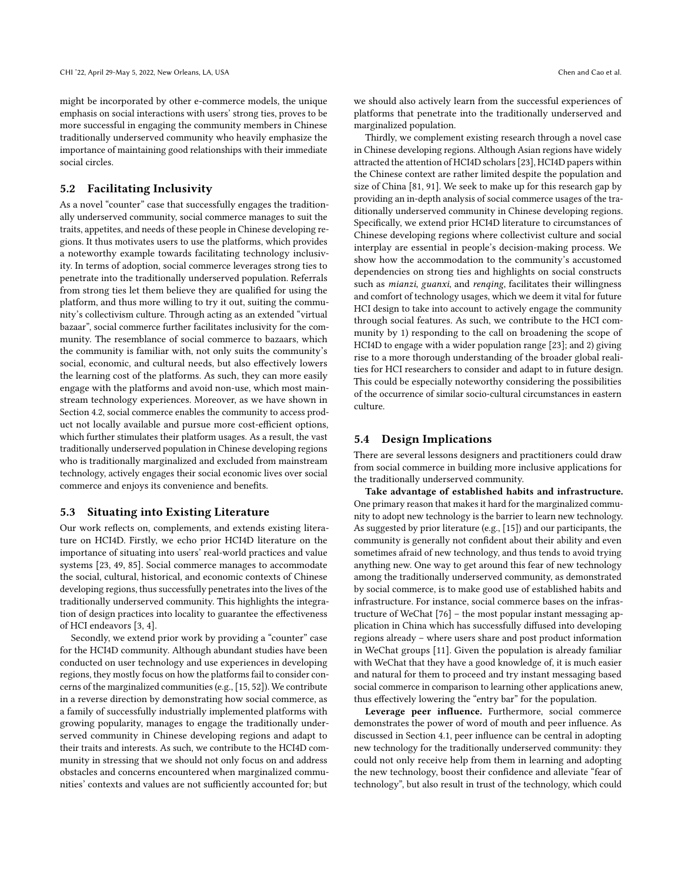might be incorporated by other e-commerce models, the unique emphasis on social interactions with users' strong ties, proves to be more successful in engaging the community members in Chinese traditionally underserved community who heavily emphasize the importance of maintaining good relationships with their immediate social circles.

## 5.2 Facilitating Inclusivity

As a novel "counter" case that successfully engages the traditionally underserved community, social commerce manages to suit the traits, appetites, and needs of these people in Chinese developing regions. It thus motivates users to use the platforms, which provides a noteworthy example towards facilitating technology inclusivity. In terms of adoption, social commerce leverages strong ties to penetrate into the traditionally underserved population. Referrals from strong ties let them believe they are qualified for using the platform, and thus more willing to try it out, suiting the community's collectivism culture. Through acting as an extended "virtual bazaar", social commerce further facilitates inclusivity for the community. The resemblance of social commerce to bazaars, which the community is familiar with, not only suits the community's social, economic, and cultural needs, but also effectively lowers the learning cost of the platforms. As such, they can more easily engage with the platforms and avoid non-use, which most mainstream technology experiences. Moreover, as we have shown in Section 4.2, social commerce enables the community to access product not locally available and pursue more cost-efficient options, which further stimulates their platform usages. As a result, the vast traditionally underserved population in Chinese developing regions who is traditionally marginalized and excluded from mainstream technology, actively engages their social economic lives over social commerce and enjoys its convenience and benefits.

## 5.3 Situating into Existing Literature

Our work reflects on, complements, and extends existing literature on HCI4D. Firstly, we echo prior HCI4D literature on the importance of situating into users' real-world practices and value systems [23, 49, 85]. Social commerce manages to accommodate the social, cultural, historical, and economic contexts of Chinese developing regions, thus successfully penetrates into the lives of the traditionally underserved community. This highlights the integration of design practices into locality to guarantee the effectiveness of HCI endeavors [3, 4].

Secondly, we extend prior work by providing a "counter" case for the HCI4D community. Although abundant studies have been conducted on user technology and use experiences in developing regions, they mostly focus on how the platforms fail to consider concerns of the marginalized communities (e.g., [15, 52]). We contribute in a reverse direction by demonstrating how social commerce, as a family of successfully industrially implemented platforms with growing popularity, manages to engage the traditionally underserved community in Chinese developing regions and adapt to their traits and interests. As such, we contribute to the HCI4D community in stressing that we should not only focus on and address obstacles and concerns encountered when marginalized communities' contexts and values are not sufficiently accounted for; but we should also actively learn from the successful experiences of platforms that penetrate into the traditionally underserved and marginalized population.

Thirdly, we complement existing research through a novel case in Chinese developing regions. Although Asian regions have widely attracted the attention of HCI4D scholars [23], HCI4D papers within the Chinese context are rather limited despite the population and size of China [81, 91]. We seek to make up for this research gap by providing an in-depth analysis of social commerce usages of the traditionally underserved community in Chinese developing regions. Specifically, we extend prior HCI4D literature to circumstances of Chinese developing regions where collectivist culture and social interplay are essential in people's decision-making process. We show how the accommodation to the community's accustomed dependencies on strong ties and highlights on social constructs such as *mianzi*, *guanxi*, and *renqing*, facilitates their willingness and comfort of technology usages, which we deem it vital for future HCI design to take into account to actively engage the community through social features. As such, we contribute to the HCI community by 1) responding to the call on broadening the scope of HCI4D to engage with a wider population range [23]; and 2) giving rise to a more thorough understanding of the broader global realities for HCI researchers to consider and adapt to in future design. This could be especially noteworthy considering the possibilities of the occurrence of similar socio-cultural circumstances in eastern culture.

## 5.4 Design Implications

There are several lessons designers and practitioners could draw from social commerce in building more inclusive applications for the traditionally underserved community.

**Take advantage of established habits and infrastructure.** One primary reason that makes it hard for the marginalized community to adopt new technology is the barrier to learn new technology. As suggested by prior literature (e.g., [15]) and our participants, the community is generally not confident about their ability and even sometimes afraid of new technology, and thus tends to avoid trying anything new. One way to get around this fear of new technology among the traditionally underserved community, as demonstrated by social commerce, is to make good use of established habits and infrastructure. For instance, social commerce bases on the infrastructure of WeChat [76] – the most popular instant messaging application in China which has successfully diffused into developing regions already – where users share and post product information in WeChat groups [11]. Given the population is already familiar with WeChat that they have a good knowledge of, it is much easier and natural for them to proceed and try instant messaging based social commerce in comparison to learning other applications anew, thus effectively lowering the "entry bar" for the population.

**Leverage peer influence.** Furthermore, social commerce demonstrates the power of word of mouth and peer influence. As discussed in Section 4.1, peer influence can be central in adopting new technology for the traditionally underserved community: they could not only receive help from them in learning and adopting the new technology, boost their confidence and alleviate "fear of technology", but also result in trust of the technology, which could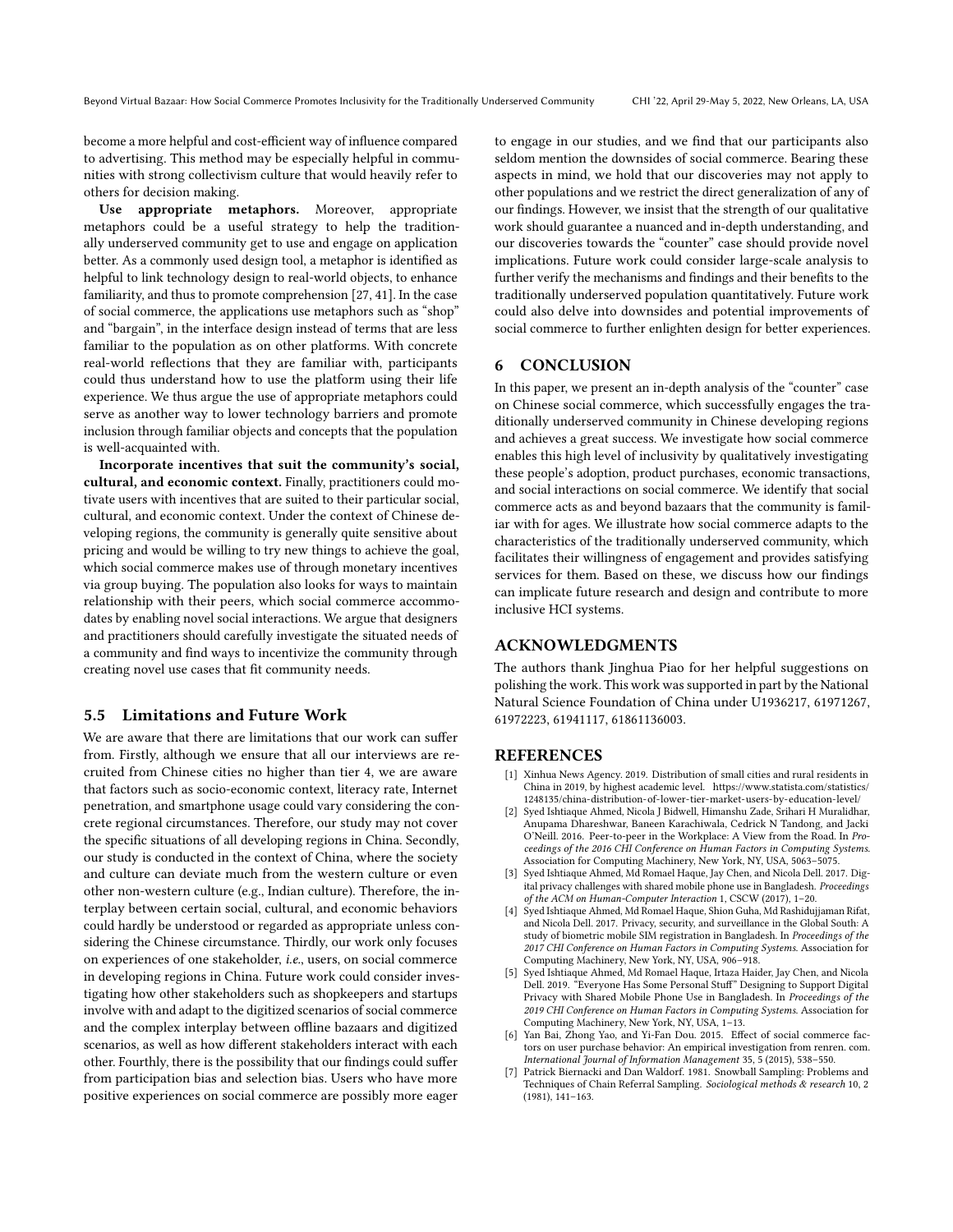become a more helpful and cost-efficient way of influence compared to advertising. This method may be especially helpful in communities with strong collectivism culture that would heavily refer to others for decision making.

**Use appropriate metaphors.** Moreover, appropriate metaphors could be a useful strategy to help the traditionally underserved community get to use and engage on application better. As a commonly used design tool, a metaphor is identified as helpful to link technology design to real-world objects, to enhance familiarity, and thus to promote comprehension [27, 41]. In the case of social commerce, the applications use metaphors such as "shop" and "bargain", in the interface design instead of terms that are less familiar to the population as on other platforms. With concrete real-world reflections that they are familiar with, participants could thus understand how to use the platform using their life experience. We thus argue the use of appropriate metaphors could serve as another way to lower technology barriers and promote inclusion through familiar objects and concepts that the population is well-acquainted with.

**Incorporate incentives that suit the community's social, cultural, and economic context.** Finally, practitioners could motivate users with incentives that are suited to their particular social, cultural, and economic context. Under the context of Chinese developing regions, the community is generally quite sensitive about pricing and would be willing to try new things to achieve the goal, which social commerce makes use of through monetary incentives via group buying. The population also looks for ways to maintain relationship with their peers, which social commerce accommodates by enabling novel social interactions. We argue that designers and practitioners should carefully investigate the situated needs of a community and find ways to incentivize the community through creating novel use cases that fit community needs.

### 5.5 Limitations and Future Work

We are aware that there are limitations that our work can suffer from. Firstly, although we ensure that all our interviews are recruited from Chinese cities no higher than tier 4, we are aware that factors such as socio-economic context, literacy rate, Internet penetration, and smartphone usage could vary considering the concrete regional circumstances. Therefore, our study may not cover the specific situations of all developing regions in China. Secondly, our study is conducted in the context of China, where the society and culture can deviate much from the western culture or even other non-western culture (e.g., Indian culture). Therefore, the interplay between certain social, cultural, and economic behaviors could hardly be understood or regarded as appropriate unless considering the Chinese circumstance. Thirdly, our work only focuses on experiences of one stakeholder, *i.e.*, users, on social commerce in developing regions in China. Future work could consider investigating how other stakeholders such as shopkeepers and startups involve with and adapt to the digitized scenarios of social commerce and the complex interplay between offline bazaars and digitized scenarios, as well as how different stakeholders interact with each other. Fourthly, there is the possibility that our findings could suffer from participation bias and selection bias. Users who have more positive experiences on social commerce are possibly more eager to engage in our studies, and we find that our participants also seldom mention the downsides of social commerce. Bearing these aspects in mind, we hold that our discoveries may not apply to other populations and we restrict the direct generalization of any of our findings. However, we insist that the strength of our qualitative work should guarantee a nuanced and in-depth understanding, and our discoveries towards the "counter" case should provide novel implications. Future work could consider large-scale analysis to further verify the mechanisms and findings and their benefits to the traditionally underserved population quantitatively. Future work could also delve into downsides and potential improvements of social commerce to further enlighten design for better experiences.

## 6 CONCLUSION

In this paper, we present an in-depth analysis of the "counter" case on Chinese social commerce, which successfully engages the traditionally underserved community in Chinese developing regions and achieves a great success. We investigate how social commerce enables this high level of inclusivity by qualitatively investigating these people's adoption, product purchases, economic transactions, and social interactions on social commerce. We identify that social commerce acts as and beyond bazaars that the community is familiar with for ages. We illustrate how social commerce adapts to the characteristics of the traditionally underserved community, which facilitates their willingness of engagement and provides satisfying services for them. Based on these, we discuss how our findings can implicate future research and design and contribute to more inclusive HCI systems.

## ACKNOWLEDGMENTS

The authors thank Jinghua Piao for her helpful suggestions on polishing the work. This work was supported in part by the National Natural Science Foundation of China under U1936217, 61971267, 61972223, 61941117, 61861136003.

## REFERENCES

[1] Xinhua News Agency. 2019. Distribution of small cities and rural residents in China in 2019, by highest academic level. https://www.statista.com/statistics/1248135/china-distribution-of-lower-tier-market-users-by-education-level/

[2] Syed Ishtiaque Ahmed, Nicola J Bidwell, Himanshu Zade, Srihari H Muralidhar, Anupama Dhareshwar, Baneen Karachiwala, Cedrick N Tandong, and Jacki O'Neill. 2016. Peer-to-peer in the Workplace: A View from the Road. In *Proceedings of the 2016 CHI Conference on Human Factors in Computing Systems*. Association for Computing Machinery, New York, NY, USA, 5063–5075.

[3] Syed Ishtiaque Ahmed, Md Romael Haque, Jay Chen, and Nicola Dell. 2017. Digital privacy challenges with shared mobile phone use in Bangladesh. *Proceedings of the ACM on Human-Computer Interaction* 1, CSCW (2017), 1–20.

[4] Syed Ishtiaque Ahmed, Md Romael Haque, Shion Guha, Md Rashidujjaman Rifat, and Nicola Dell. 2017. Privacy, security, and surveillance in the Global South: A study of biometric mobile SIM registration in Bangladesh. In *Proceedings of the 2017 CHI Conference on Human Factors in Computing Systems*. Association for Computing Machinery, New York, NY, USA, 906–918.

[5] Syed Ishtiaque Ahmed, Md Romael Haque, Irtaza Haider, Jay Chen, and Nicola Dell. 2019. "Everyone Has Some Personal Stuff" Designing to Support Digital Privacy with Shared Mobile Phone Use in Bangladesh. In *Proceedings of the 2019 CHI Conference on Human Factors in Computing Systems*. Association for Computing Machinery, New York, NY, USA, 1–13.

[6] Yan Bai, Zhong Yao, and Yi-Fan Dou. 2015. Effect of social commerce factors on user purchase behavior: An empirical investigation from renren. com. *International Journal of Information Management* 35, 5 (2015), 538–550.

[7] Patrick Biernacki and Dan Waldorf. 1981. Snowball Sampling: Problems and Techniques of Chain Referral Sampling. *Sociological methods & research* 10, 2 (1981), 141–163.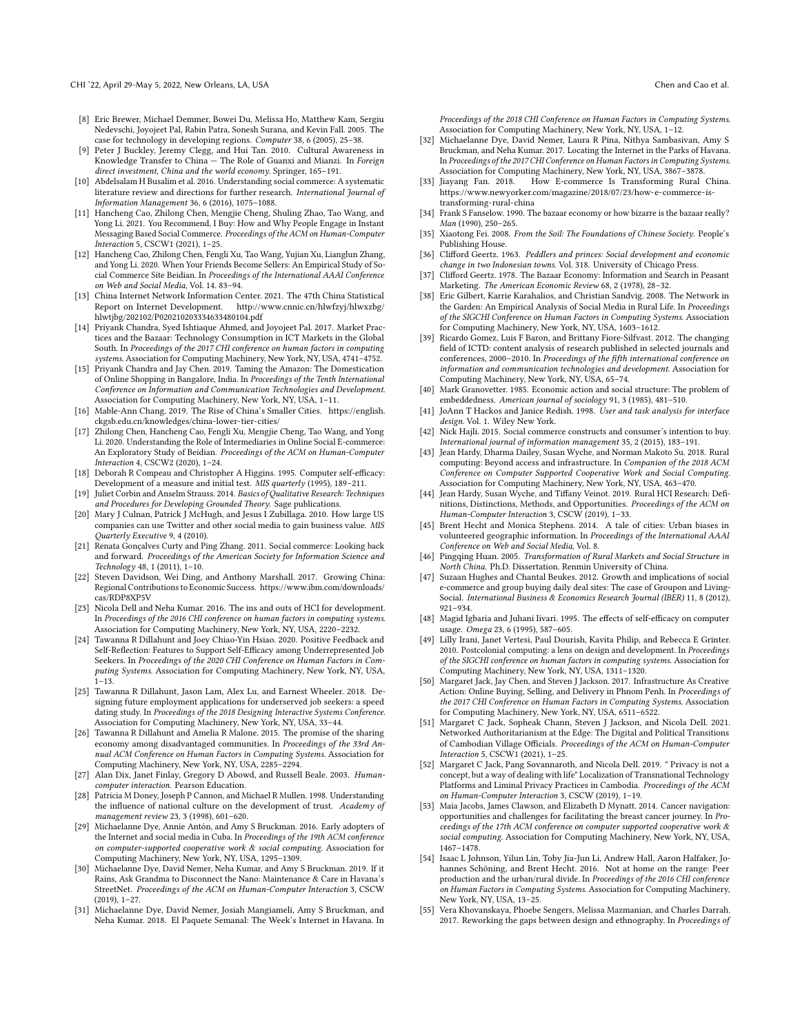[8] Eric Brewer, Michael Demmer, Bowei Du, Melissa Ho, Matthew Kam, Sergiu Nedevschi, Joyojeet Pal, Rabin Patra, Sonesh Surana, and Kevin Fall. 2005. The case for technology in developing regions. *Computer* 38, 6 (2005), 25–38.

[9] Peter J Buckley, Jeremy Clegg, and Hui Tan. 2010. Cultural Awareness in Knowledge Transfer to China — The Role of Guanxi and Mianzi. In *Foreign direct investment, China and the world economy*. Springer, 165–191.

[10] Abdelsalam H Busalim et al. 2016. Understanding social commerce: A systematic literature review and directions for further research. *International Journal of Information Management* 36, 6 (2016), 1075–1088.

[11] Hancheng Cao, Zhilong Chen, Mengjie Cheng, Shuling Zhao, Tao Wang, and Yong Li. 2021. You Recommend, I Buy: How and Why People Engage in Instant Messaging Based Social Commerce. *Proceedings of the ACM on Human-Computer Interaction* 5, CSCW1 (2021), 1–25.

[12] Hancheng Cao, Zhilong Chen, Fengli Xu, Tao Wang, Yujian Xu, Lianglun Zhang, and Yong Li. 2020. When Your Friends Become Sellers: An Empirical Study of Social Commerce Site Beidian. In *Proceedings of the International AAAI Conference on Web and Social Media*, Vol. 14. 83–94.

[13] China Internet Network Information Center. 2021. The 47th China Statistical Report on Internet Development. http://www.cnnic.cn/hlwfzyj/hlwxzbg/hlwtjbg/202102/P020210203334633480104.pdf

[14] Priyank Chandra, Syed Ishtiaque Ahmed, and Joyojeet Pal. 2017. Market Practices and the Bazaar: Technology Consumption in ICT Markets in the Global South. In *Proceedings of the 2017 CHI conference on human factors in computing systems*. Association for Computing Machinery, New York, NY, USA, 4741–4752.

[15] Priyank Chandra and Jay Chen. 2019. Taming the Amazon: The Domestication of Online Shopping in Bangalore, India. In *Proceedings of the Tenth International Conference on Information and Communication Technologies and Development*. Association for Computing Machinery, New York, NY, USA, 1–11.

[16] Mable-Ann Chang. 2019. The Rise of China's Smaller Cities. https://english.ckgsb.edu.cn/knowledges/china-lower-tier-cities/

[17] Zhilong Chen, Hancheng Cao, Fengli Xu, Mengjie Cheng, Tao Wang, and Yong Li. 2020. Understanding the Role of Intermediaries in Online Social E-commerce: An Exploratory Study of Beidian. *Proceedings of the ACM on Human-Computer Interaction* 4, CSCW2 (2020), 1–24.

[18] Deborah R Compeau and Christopher A Higgins. 1995. Computer self-efficacy: Development of a measure and initial test. *MIS quarterly* (1995), 189–211.

[19] Juliet Corbin and Anselm Strauss. 2014. *Basics of Qualitative Research: Techniques and Procedures for Developing Grounded Theory*. Sage publications.

[20] Mary J Culnan, Patrick J McHugh, and Jesus I Zubillaga. 2010. How large US companies can use Twitter and other social media to gain business value. *MIS Quarterly Executive* 9, 4 (2010).

[21] Renata Gonçalves Curty and Ping Zhang. 2011. Social commerce: Looking back and forward. *Proceedings of the American Society for Information Science and Technology* 48, 1 (2011), 1–10.

[22] Steven Davidson, Wei Ding, and Anthony Marshall. 2017. Growing China: Regional Contributions to Economic Success. https://www.ibm.com/downloads/cas/RDP8XP5V

[23] Nicola Dell and Neha Kumar. 2016. The ins and outs of HCI for development. In *Proceedings of the 2016 CHI conference on human factors in computing systems*. Association for Computing Machinery, New York, NY, USA, 2220–2232.

[24] Tawanna R Dillahunt and Joey Chiao-Yin Hsiao. 2020. Positive Feedback and Self-Reflection: Features to Support Self-Efficacy among Underrepresented Job Seekers. In *Proceedings of the 2020 CHI Conference on Human Factors in Computing Systems*. Association for Computing Machinery, New York, NY, USA, 1–13.

[25] Tawanna R Dillahunt, Jason Lam, Alex Lu, and Earnest Wheeler. 2018. Designing future employment applications for underserved job seekers: a speed dating study. In *Proceedings of the 2018 Designing Interactive Systems Conference*. Association for Computing Machinery, New York, NY, USA, 33–44.

[26] Tawanna R Dillahunt and Amelia R Malone. 2015. The promise of the sharing economy among disadvantaged communities. In *Proceedings of the 33rd Annual ACM Conference on Human Factors in Computing Systems*. Association for Computing Machinery, New York, NY, USA, 2285–2294.

[27] Alan Dix, Janet Finlay, Gregory D Abowd, and Russell Beale. 2003. *Human-computer interaction*. Pearson Education.

[28] Patricia M Doney, Joseph P Cannon, and Michael R Mullen. 1998. Understanding the influence of national culture on the development of trust. *Academy of management review* 23, 3 (1998), 601–620.

[29] Michaelanne Dye, Annie Antón, and Amy S Bruckman. 2016. Early adopters of the Internet and social media in Cuba. In *Proceedings of the 19th ACM conference on computer-supported cooperative work & social computing*. Association for Computing Machinery, New York, NY, USA, 1295–1309.

[30] Michaelanne Dye, David Nemer, Neha Kumar, and Amy S Bruckman. 2019. If it Rains, Ask Grandma to Disconnect the Nano: Maintenance & Care in Havana's StreetNet. *Proceedings of the ACM on Human-Computer Interaction* 3, CSCW (2019), 1–27.

[31] Michaelanne Dye, David Nemer, Josiah Mangiameli, Amy S Bruckman, and Neha Kumar. 2018. El Paquete Semanal: The Week's Internet in Havana. In *Proceedings of the 2018 CHI Conference on Human Factors in Computing Systems*. Association for Computing Machinery, New York, NY, USA, 1–12.

[32] Michaelanne Dye, David Nemer, Laura R Pina, Nithya Sambasivan, Amy S Bruckman, and Neha Kumar. 2017. Locating the Internet in the Parks of Havana. In *Proceedings of the 2017 CHI Conference on Human Factors in Computing Systems*. Association for Computing Machinery, New York, NY, USA, 3867–3878.

[33] Jiayang Fan. 2018. How E-commerce Is Transforming Rural China. https://www.newyorker.com/magazine/2018/07/23/how-e-commerce-is-transforming-rural-china

[34] Frank S Fanselow. 1990. The bazaar economy or how bizarre is the bazaar really? *Man* (1990), 250–265.

[35] Xiaotong Fei. 2008. *From the Soil: The Foundations of Chinese Society*. People's Publishing House.

[36] Clifford Geertz. 1963. *Peddlers and princes: Social development and economic change in two Indonesian towns*. Vol. 318. University of Chicago Press.

[37] Clifford Geertz. 1978. The Bazaar Economy: Information and Search in Peasant Marketing. *The American Economic Review* 68, 2 (1978), 28–32.

[38] Eric Gilbert, Karrie Karahalios, and Christian Sandvig. 2008. The Network in the Garden: An Empirical Analysis of Social Media in Rural Life. In *Proceedings of the SIGCHI Conference on Human Factors in Computing Systems*. Association for Computing Machinery, New York, NY, USA, 1603–1612.

[39] Ricardo Gomez, Luis F Baron, and Brittany Fiore-Silfvast. 2012. The changing field of ICTD: content analysis of research published in selected journals and conferences, 2000–2010. In *Proceedings of the fifth international conference on information and communication technologies and development*. Association for Computing Machinery, New York, NY, USA, 65–74.

[40] Mark Granovetter. 1985. Economic action and social structure: The problem of embeddedness. *American journal of sociology* 91, 3 (1985), 481–510.

[41] JoAnn T Hackos and Janice Redish. 1998. *User and task analysis for interface design*. Vol. 1. Wiley New York.

[42] Nick Hajli. 2015. Social commerce constructs and consumer's intention to buy. *International journal of information management* 35, 2 (2015), 183–191.

[43] Jean Hardy, Dharma Dailey, Susan Wyche, and Norman Makoto Su. 2018. Rural computing: Beyond access and infrastructure. In *Companion of the 2018 ACM Conference on Computer Supported Cooperative Work and Social Computing*. Association for Computing Machinery, New York, NY, USA, 463–470.

[44] Jean Hardy, Susan Wyche, and Tiffany Veinot. 2019. Rural HCI Research: Definitions, Distinctions, Methods, and Opportunities. *Proceedings of the ACM on Human-Computer Interaction* 3, CSCW (2019), 1–33.

[45] Brent Hecht and Monica Stephens. 2014. A tale of cities: Urban biases in volunteered geographic information. In *Proceedings of the International AAAI Conference on Web and Social Media*, Vol. 8.

[46] Pingqing Huan. 2005. *Transformation of Rural Markets and Social Structure in North China*. Ph.D. Dissertation. Renmin University of China.

[47] Suzaan Hughes and Chantal Beukes. 2012. Growth and implications of social e-commerce and group buying daily deal sites: The case of Groupon and LivingSocial. *International Business & Economics Research Journal (IBER)* 11, 8 (2012), 921–934.

[48] Magid Igbaria and Juhani Iivari. 1995. The effects of self-efficacy on computer usage. *Omega* 23, 6 (1995), 587–605.

[49] Lilly Irani, Janet Vertesi, Paul Dourish, Kavita Philip, and Rebecca E Grinter. 2010. Postcolonial computing: a lens on design and development. In *Proceedings of the SIGCHI conference on human factors in computing systems*. Association for Computing Machinery, New York, NY, USA, 1311–1320.

[50] Margaret Jack, Jay Chen, and Steven J Jackson. 2017. Infrastructure As Creative Action: Online Buying, Selling, and Delivery in Phnom Penh. In *Proceedings of the 2017 CHI Conference on Human Factors in Computing Systems*. Association for Computing Machinery, New York, NY, USA, 6511–6522.

[51] Margaret C Jack, Sopheak Chann, Steven J Jackson, and Nicola Dell. 2021. Networked Authoritarianism at the Edge: The Digital and Political Transitions of Cambodian Village Officials. *Proceedings of the ACM on Human-Computer Interaction* 5, CSCW1 (2021), 1–25.

[52] Margaret C Jack, Pang Sovannaroth, and Nicola Dell. 2019. " Privacy is not a concept, but a way of dealing with life" Localization of Transnational Technology Platforms and Liminal Privacy Practices in Cambodia. *Proceedings of the ACM on Human-Computer Interaction* 3, CSCW (2019), 1–19.

[53] Maia Jacobs, James Clawson, and Elizabeth D Mynatt. 2014. Cancer navigation: opportunities and challenges for facilitating the breast cancer journey. In *Proceedings of the 17th ACM conference on computer supported cooperative work & social computing*. Association for Computing Machinery, New York, NY, USA, 1467–1478.

[54] Isaac L Johnson, Yilun Lin, Toby Jia-Jun Li, Andrew Hall, Aaron Halfaker, Johannes Schöning, and Brent Hecht. 2016. Not at home on the range: Peer production and the urban/rural divide. In *Proceedings of the 2016 CHI conference on Human Factors in Computing Systems*. Association for Computing Machinery, New York, NY, USA, 13–25.

[55] Vera Khovanskaya, Phoebe Sengers, Melissa Mazmanian, and Charles Darrah. 2017. Reworking the gaps between design and ethnography. In *Proceedings of*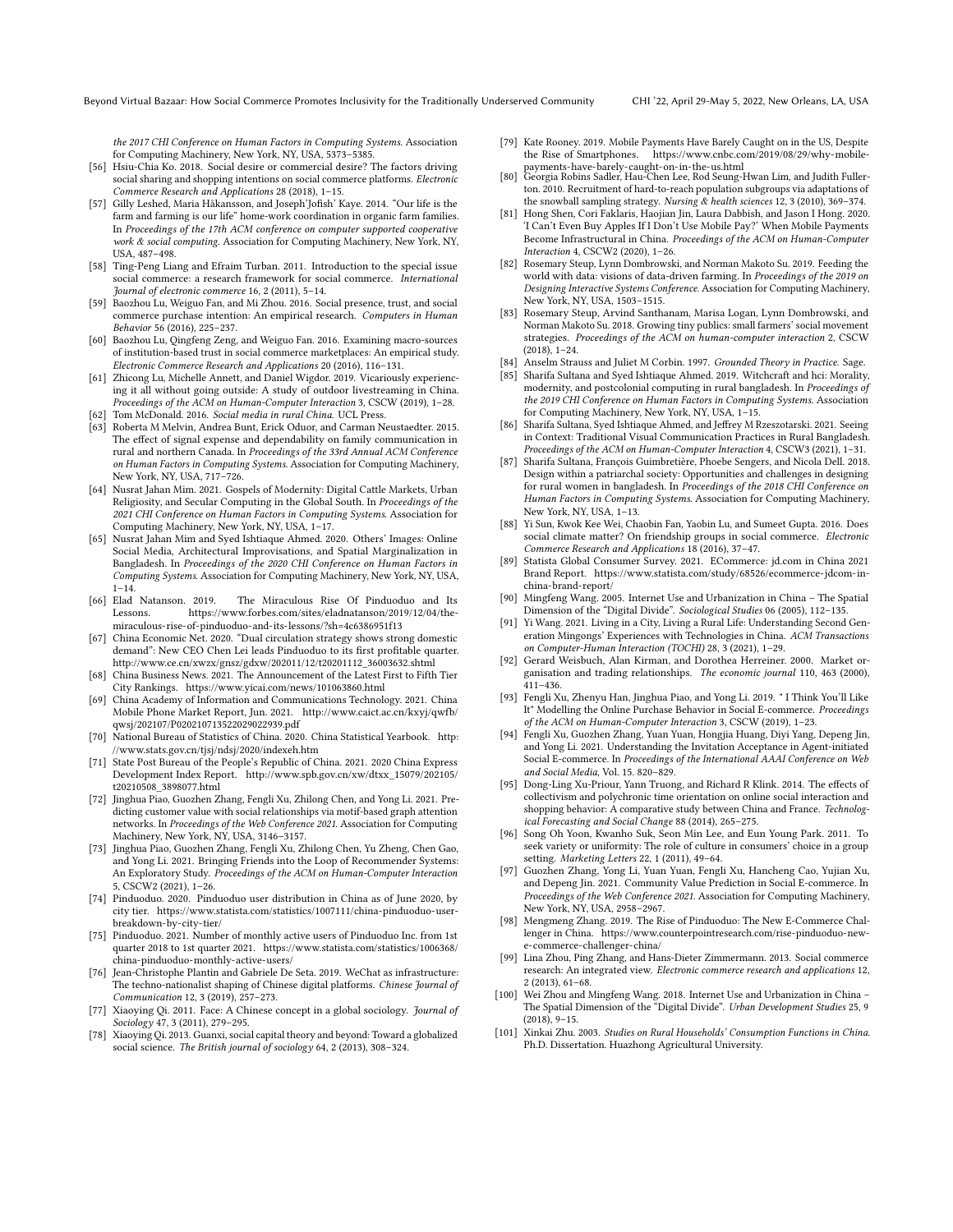the 2017 CHI Conference on Human Factors in Computing Systems. Association for Computing Machinery, New York, NY, USA, 5373–5385.

[56] Hsiu-Chia Ko. 2018. Social desire or commercial desire? The factors driving social sharing and shopping intentions on social commerce platforms. *Electronic Commerce Research and Applications* 28 (2018), 1–15.

[57] Gilly Leshed, Maria Håkansson, and Joseph'Jofish' Kaye. 2014. "Our life is the farm and farming is our life" home-work coordination in organic farm families. In *Proceedings of the 17th ACM conference on computer supported cooperative work & social computing*. Association for Computing Machinery, New York, NY, USA, 487–498.

[58] Ting-Peng Liang and Efraim Turban. 2011. Introduction to the special issue social commerce: a research framework for social commerce. *International Journal of electronic commerce* 16, 2 (2011), 5–14.

[59] Baozhou Lu, Weiguo Fan, and Mi Zhou. 2016. Social presence, trust, and social commerce purchase intention: An empirical research. *Computers in Human Behavior* 56 (2016), 225–237.

[60] Baozhou Lu, Qingfeng Zeng, and Weiguo Fan. 2016. Examining macro-sources of institution-based trust in social commerce marketplaces: An empirical study. *Electronic Commerce Research and Applications* 20 (2016), 116–131.

[61] Zhicong Lu, Michelle Annett, and Daniel Wigdor. 2019. Vicariously experiencing it all without going outside: A study of outdoor livestreaming in China. *Proceedings of the ACM on Human-Computer Interaction* 3, CSCW (2019), 1–28.

[62] Tom McDonald. 2016. *Social media in rural China*. UCL Press.

[63] Roberta M Melvin, Andrea Bunt, Erick Oduor, and Carman Neustaedter. 2015. The effect of signal expense and dependability on family communication in rural and northern Canada. In *Proceedings of the 33rd Annual ACM Conference on Human Factors in Computing Systems*. Association for Computing Machinery, New York, NY, USA, 717–726.

[64] Nusrat Jahan Mim. 2021. Gospels of Modernity: Digital Cattle Markets, Urban Religiosity, and Secular Computing in the Global South. In *Proceedings of the 2021 CHI Conference on Human Factors in Computing Systems*. Association for Computing Machinery, New York, NY, USA, 1–17.

[65] Nusrat Jahan Mim and Syed Ishtiaque Ahmed. 2020. Others' Images: Online Social Media, Architectural Improvisations, and Spatial Marginalization in Bangladesh. In *Proceedings of the 2020 CHI Conference on Human Factors in Computing Systems*. Association for Computing Machinery, New York, NY, USA, 1–14.

[66] Elad Natanson. 2019. The Miraculous Rise Of Pinduoduo and Its Lessons. https://www.forbes.com/sites/eladnatanson/2019/12/04/the-miraculous-rise-of-pinduoduo-and-its-lessons/?sh=4c6386951f13

[67] China Economic Net. 2020. "Dual circulation strategy shows strong domestic demand": New CEO Chen Lei leads Pinduoduo to its first profitable quarter. http://www.ce.cn/xwzx/gnsz/gdxw/202011/12/t20201112_36003632.shtml

[68] China Business News. 2021. The Announcement of the Latest First to Fifth Tier City Rankings. https://www.yicai.com/news/101063860.html

[69] China Academy of Information and Communications Technology. 2021. China Mobile Phone Market Report, Jun. 2021. http://www.caict.ac.cn/kxyj/qwfb/qwsj/202107/P020210713522029022939.pdf

[70] National Bureau of Statistics of China. 2020. China Statistical Yearbook. http://www.stats.gov.cn/tjsj/ndsj/2020/indexeh.htm

[71] State Post Bureau of the People's Republic of China. 2021. 2020 China Express Development Index Report. http://www.spb.gov.cn/xw/dtxx_15079/202105/t20210508_3898077.html

[72] Jinghua Piao, Guozhen Zhang, Fengli Xu, Zhilong Chen, and Yong Li. 2021. Predicting customer value with social relationships via motif-based graph attention networks. In *Proceedings of the Web Conference 2021*. Association for Computing Machinery, New York, NY, USA, 3146–3157.

[73] Jinghua Piao, Guozhen Zhang, Fengli Xu, Zhilong Chen, Yu Zheng, Chen Gao, and Yong Li. 2021. Bringing Friends into the Loop of Recommender Systems: An Exploratory Study. *Proceedings of the ACM on Human-Computer Interaction* 5, CSCW2 (2021), 1–26.

[74] Pinduoduo. 2020. Pinduoduo user distribution in China as of June 2020, by city tier. https://www.statista.com/statistics/1007111/china-pinduoduo-user-breakdown-by-city-tier/

[75] Pinduoduo. 2021. Number of monthly active users of Pinduoduo Inc. from 1st quarter 2018 to 1st quarter 2021. https://www.statista.com/statistics/1006368/china-pinduoduo-monthly-active-users/

[76] Jean-Christophe Plantin and Gabriele De Seta. 2019. WeChat as infrastructure: The techno-nationalist shaping of Chinese digital platforms. *Chinese Journal of Communication* 12, 3 (2019), 257–273.

[77] Xiaoying Qi. 2011. Face: A Chinese concept in a global sociology. *Journal of Sociology* 47, 3 (2011), 279–295.

[78] Xiaoying Qi. 2013. Guanxi, social capital theory and beyond: Toward a globalized social science. *The British journal of sociology* 64, 2 (2013), 308–324.

[79] Kate Rooney. 2019. Mobile Payments Have Barely Caught on in the US, Despite the Rise of Smartphones. https://www.cnbc.com/2019/08/29/why-mobile-payments-have-barely-caught-on-in-the-us.html

[80] Georgia Robins Sadler, Hau-Chen Lee, Rod Seung-Hwan Lim, and Judith Fullerton. 2010. Recruitment of hard-to-reach population subgroups via adaptations of the snowball sampling strategy. *Nursing & health sciences* 12, 3 (2010), 369–374.

[81] Hong Shen, Cori Faklaris, Haojian Jin, Laura Dabbish, and Jason I Hong. 2020. 'I Can't Even Buy Apples If I Don't Use Mobile Pay?' When Mobile Payments Become Infrastructural in China. *Proceedings of the ACM on Human-Computer Interaction* 4, CSCW2 (2020), 1–26.

[82] Rosemary Steup, Lynn Dombrowski, and Norman Makoto Su. 2019. Feeding the world with data: visions of data-driven farming. In *Proceedings of the 2019 on Designing Interactive Systems Conference*. Association for Computing Machinery, New York, NY, USA, 1503–1515.

[83] Rosemary Steup, Arvind Santhanam, Marisa Logan, Lynn Dombrowski, and Norman Makoto Su. 2018. Growing tiny publics: small farmers' social movement strategies. *Proceedings of the ACM on human-computer interaction* 2, CSCW (2018), 1–24.

[84] Anselm Strauss and Juliet M Corbin. 1997. *Grounded Theory in Practice*. Sage.

[85] Sharifa Sultana and Syed Ishtiaque Ahmed. 2019. Witchcraft and hci: Morality, modernity, and postcolonial computing in rural bangladesh. In *Proceedings of the 2019 CHI Conference on Human Factors in Computing Systems*. Association for Computing Machinery, New York, NY, USA, 1–15.

[86] Sharifa Sultana, Syed Ishtiaque Ahmed, and Jeffrey M Rzeszotarski. 2021. Seeing in Context: Traditional Visual Communication Practices in Rural Bangladesh. *Proceedings of the ACM on Human-Computer Interaction* 4, CSCW3 (2021), 1–31.

[87] Sharifa Sultana, François Guimbretière, Phoebe Sengers, and Nicola Dell. 2018. Design within a patriarchal society: Opportunities and challenges in designing for rural women in bangladesh. In *Proceedings of the 2018 CHI Conference on Human Factors in Computing Systems*. Association for Computing Machinery, New York, NY, USA, 1–13.

[88] Yi Sun, Kwok Kee Wei, Chaobin Fan, Yaobin Lu, and Sumeet Gupta. 2016. Does social climate matter? On friendship groups in social commerce. *Electronic Commerce Research and Applications* 18 (2016), 37–47.

[89] Statista Global Consumer Survey. 2021. ECommerce: jd.com in China 2021 Brand Report. https://www.statista.com/study/68526/ecommerce-jdcom-in-china-brand-report/

[90] Mingfeng Wang. 2005. Internet Use and Urbanization in China – The Spatial Dimension of the "Digital Divide". *Sociological Studies* 06 (2005), 112–135.

[91] Yi Wang. 2021. Living in a City, Living a Rural Life: Understanding Second Generation Mingongs' Experiences with Technologies in China. *ACM Transactions on Computer-Human Interaction (TOCHI)* 28, 3 (2021), 1–29.

[92] Gerard Weisbuch, Alan Kirman, and Dorothea Herreiner. 2000. Market organisation and trading relationships. *The economic journal* 110, 463 (2000), 411–436.

[93] Fengli Xu, Zhenyu Han, Jinghua Piao, and Yong Li. 2019. " I Think You'll Like It" Modelling the Online Purchase Behavior in Social E-commerce. *Proceedings of the ACM on Human-Computer Interaction* 3, CSCW (2019), 1–23.

[94] Fengli Xu, Guozhen Zhang, Yuan Yuan, Hongjia Huang, Diyi Yang, Depeng Jin, and Yong Li. 2021. Understanding the Invitation Acceptance in Agent-initiated Social E-commerce. In *Proceedings of the International AAAI Conference on Web and Social Media*, Vol. 15. 820–829.

[95] Dong-Ling Xu-Priour, Yann Truong, and Richard R Klink. 2014. The effects of collectivism and polychronic time orientation on online social interaction and shopping behavior: A comparative study between China and France. *Technological Forecasting and Social Change* 88 (2014), 265–275.

[96] Song Oh Yoon, Kwanho Suk, Seon Min Lee, and Eun Young Park. 2011. To seek variety or uniformity: The role of culture in consumers' choice in a group setting. *Marketing Letters* 22, 1 (2011), 49–64.

[97] Guozhen Zhang, Yong Li, Yuan Yuan, Fengli Xu, Hancheng Cao, Yujian Xu, and Depeng Jin. 2021. Community Value Prediction in Social E-commerce. In *Proceedings of the Web Conference 2021*. Association for Computing Machinery, New York, NY, USA, 2958–2967.

[98] Mengmeng Zhang. 2019. The Rise of Pinduoduo: The New E-Commerce Challenger in China. https://www.counterpointresearch.com/rise-pinduoduo-new-e-commerce-challenger-china/

[99] Lina Zhou, Ping Zhang, and Hans-Dieter Zimmermann. 2013. Social commerce research: An integrated view. *Electronic commerce research and applications* 12, 2 (2013), 61–68.

[100] Wei Zhou and Mingfeng Wang. 2018. Internet Use and Urbanization in China – The Spatial Dimension of the "Digital Divide". *Urban Development Studies* 25, 9 (2018), 9–15.

[101] Xinkai Zhu. 2003. *Studies on Rural Households' Consumption Functions in China*. Ph.D. Dissertation. Huazhong Agricultural University.